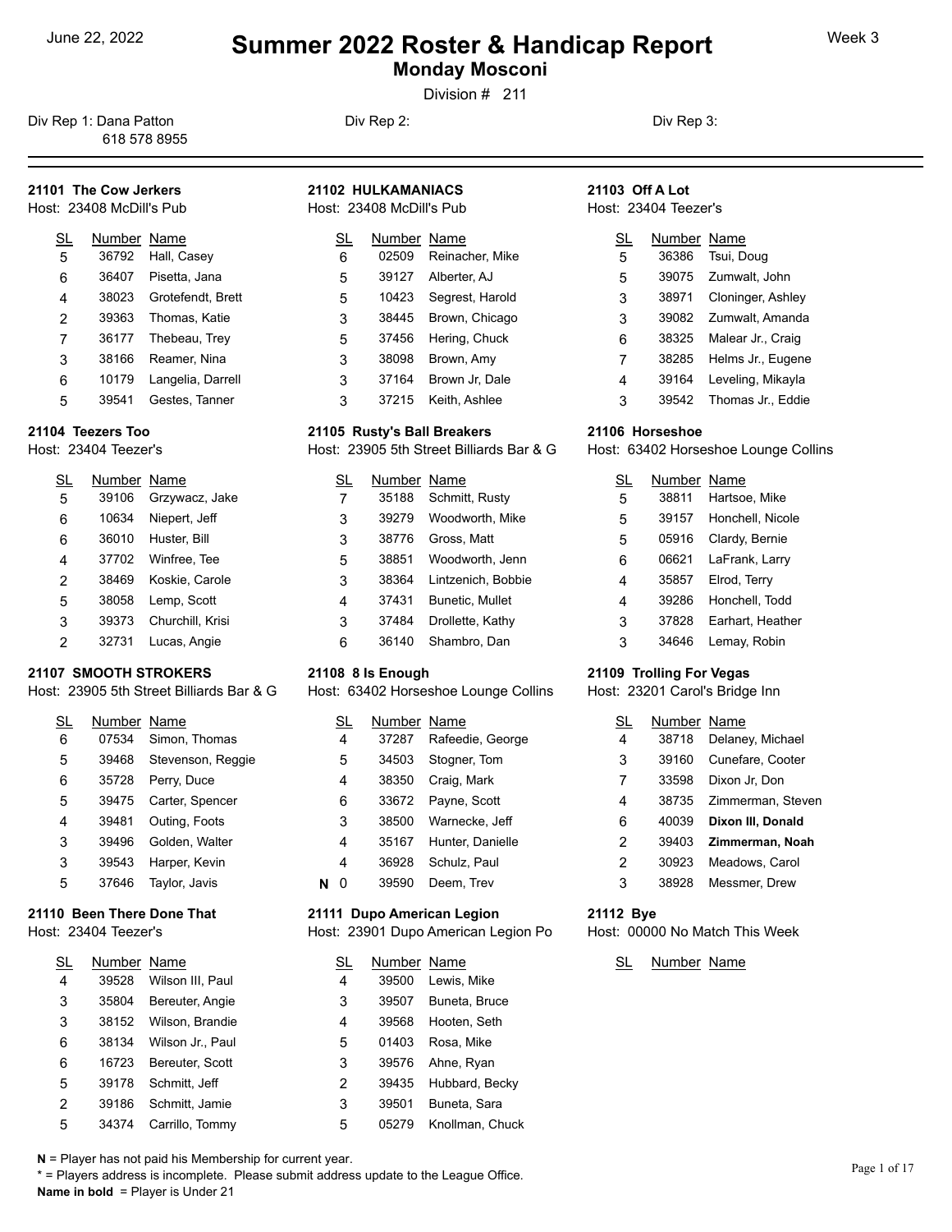June 22, 2022

# Summer 2022 Roster & Handicap Report

## Monday Mosconi

Division # 211

Week 3

Div Rep 1: Dana Patton 618 578 8955

Div Rep 2:

Div Rep 3:

---

### 21101 The Cow Jerkers
Host: 23408 McDill's Pub

| SL | Number | Name |
|---|---|---|
| 5 | 36792 | Hall, Casey |
| 6 | 36407 | Pisetta, Jana |
| 4 | 38023 | Grotefendt, Brett |
| 2 | 39363 | Thomas, Katie |
| 7 | 36177 | Thebeau, Trey |
| 3 | 38166 | Reamer, Nina |
| 6 | 10179 | Langelia, Darrell |
| 5 | 39541 | Gestes, Tanner |

### 21102 HULKAMANIACS
Host: 23408 McDill's Pub

| SL | Number | Name |
|---|---|---|
| 6 | 02509 | Reinacher, Mike |
| 5 | 39127 | Alberter, AJ |
| 5 | 10423 | Segrest, Harold |
| 3 | 38445 | Brown, Chicago |
| 5 | 37456 | Hering, Chuck |
| 3 | 38098 | Brown, Amy |
| 3 | 37164 | Brown Jr, Dale |
| 3 | 37215 | Keith, Ashlee |

### 21103 Off A Lot
Host: 23404 Teezer's

| SL | Number | Name |
|---|---|---|
| 5 | 36386 | Tsui, Doug |
| 5 | 39075 | Zumwalt, John |
| 3 | 38971 | Cloninger, Ashley |
| 3 | 39082 | Zumwalt, Amanda |
| 6 | 38325 | Malear Jr., Craig |
| 7 | 38285 | Helms Jr., Eugene |
| 4 | 39164 | Leveling, Mikayla |
| 3 | 39542 | Thomas Jr., Eddie |

### 21104 Teezers Too
Host: 23404 Teezer's

| SL | Number | Name |
|---|---|---|
| 5 | 39106 | Grzywacz, Jake |
| 6 | 10634 | Niepert, Jeff |
| 6 | 36010 | Huster, Bill |
| 4 | 37702 | Winfree, Tee |
| 2 | 38469 | Koskie, Carole |
| 5 | 38058 | Lemp, Scott |
| 3 | 39373 | Churchill, Krisi |
| 2 | 32731 | Lucas, Angie |

### 21105 Rusty's Ball Breakers
Host: 23905 5th Street Billiards Bar & G

| SL | Number | Name |
|---|---|---|
| 7 | 35188 | Schmitt, Rusty |
| 3 | 39279 | Woodworth, Mike |
| 3 | 38776 | Gross, Matt |
| 5 | 38851 | Woodworth, Jenn |
| 3 | 38364 | Lintzenich, Bobbie |
| 4 | 37431 | Bunetic, Mullet |
| 3 | 37484 | Drollette, Kathy |
| 6 | 36140 | Shambro, Dan |

### 21106 Horseshoe
Host: 63402 Horseshoe Lounge Collins

| SL | Number | Name |
|---|---|---|
| 5 | 38811 | Hartsoe, Mike |
| 5 | 39157 | Honchell, Nicole |
| 5 | 05916 | Clardy, Bernie |
| 6 | 06621 | LaFrank, Larry |
| 4 | 35857 | Elrod, Terry |
| 4 | 39286 | Honchell, Todd |
| 3 | 37828 | Earhart, Heather |
| 3 | 34646 | Lemay, Robin |

### 21107 SMOOTH STROKERS
Host: 23905 5th Street Billiards Bar & G

| SL | Number | Name |
|---|---|---|
| 6 | 07534 | Simon, Thomas |
| 5 | 39468 | Stevenson, Reggie |
| 6 | 35728 | Perry, Duce |
| 5 | 39475 | Carter, Spencer |
| 4 | 39481 | Outing, Foots |
| 3 | 39496 | Golden, Walter |
| 3 | 39543 | Harper, Kevin |
| 5 | 37646 | Taylor, Javis |

### 21108 8 Is Enough
Host: 63402 Horseshoe Lounge Collins

| SL | Number | Name |
|---|---|---|
| 4 | 37287 | Rafeedie, George |
| 5 | 34503 | Stogner, Tom |
| 4 | 38350 | Craig, Mark |
| 6 | 33672 | Payne, Scott |
| 3 | 38500 | Warnecke, Jeff |
| 4 | 35167 | Hunter, Danielle |
| 4 | 36928 | Schulz, Paul |
| **N** 0 | 39590 | Deem, Trev |

### 21109 Trolling For Vegas
Host: 23201 Carol's Bridge Inn

| SL | Number | Name |
|---|---|---|
| 4 | 38718 | Delaney, Michael |
| 3 | 39160 | Cunefare, Cooter |
| 7 | 33598 | Dixon Jr, Don |
| 4 | 38735 | Zimmerman, Steven |
| 6 | 40039 | **Dixon III, Donald** |
| 2 | 39403 | **Zimmerman, Noah** |
| 2 | 30923 | Meadows, Carol |
| 3 | 38928 | Messmer, Drew |

### 21110 Been There Done That
Host: 23404 Teezer's

| SL | Number | Name |
|---|---|---|
| 4 | 39528 | Wilson III, Paul |
| 3 | 35804 | Bereuter, Angie |
| 3 | 38152 | Wilson, Brandie |
| 6 | 38134 | Wilson Jr., Paul |
| 6 | 16723 | Bereuter, Scott |
| 5 | 39178 | Schmitt, Jeff |
| 2 | 39186 | Schmitt, Jamie |
| 5 | 34374 | Carrillo, Tommy |

### 21111 Dupo American Legion
Host: 23901 Dupo American Legion Po

| SL | Number | Name |
|---|---|---|
| 4 | 39500 | Lewis, Mike |
| 3 | 39507 | Buneta, Bruce |
| 4 | 39568 | Hooten, Seth |
| 5 | 01403 | Rosa, Mike |
| 3 | 39576 | Ahne, Ryan |
| 2 | 39435 | Hubbard, Becky |
| 3 | 39501 | Buneta, Sara |
| 5 | 05279 | Knollman, Chuck |

### 21112 Bye
Host: 00000 No Match This Week

| SL | Number | Name |
|---|---|---|

---

**N** = Player has not paid his Membership for current year.

* = Players address is incomplete. Please submit address update to the League Office.

**Name in bold** = Player is Under 21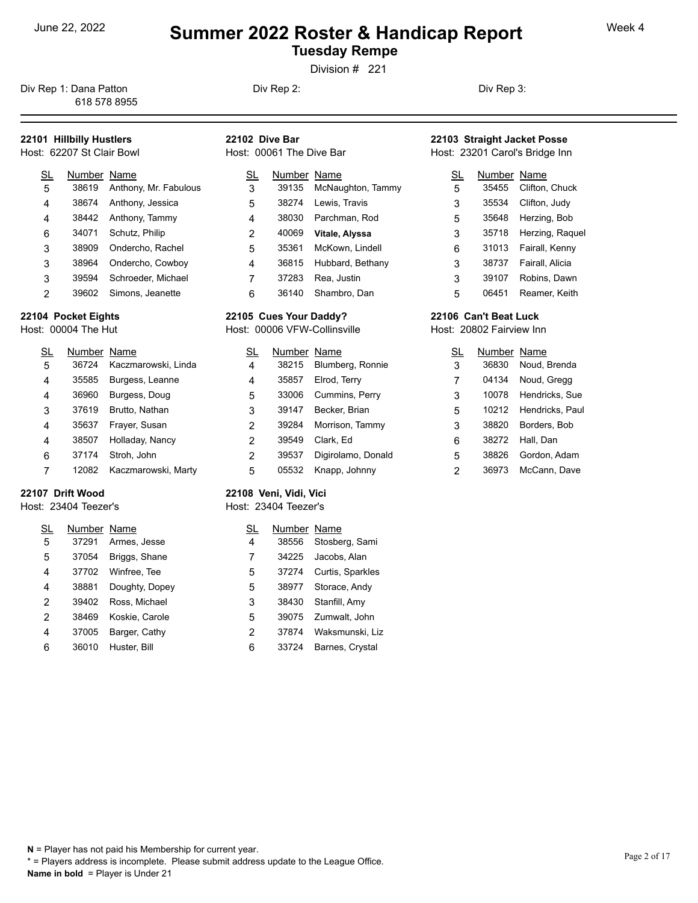June 22, 2022

# Summer 2022 Roster & Handicap Report

## Tuesday Rempe

Division # 221

Week 4

Div Rep 1: Dana Patton
618 578 8955

Div Rep 2:

Div Rep 3:

### 22101 Hillbilly Hustlers
Host: 62207 St Clair Bowl

| SL | Number | Name |
|---|---|---|
| 5 | 38619 | Anthony, Mr. Fabulous |
| 4 | 38674 | Anthony, Jessica |
| 4 | 38442 | Anthony, Tammy |
| 6 | 34071 | Schutz, Philip |
| 3 | 38909 | Ondercho, Rachel |
| 3 | 38964 | Ondercho, Cowboy |
| 3 | 39594 | Schroeder, Michael |
| 2 | 39602 | Simons, Jeanette |

### 22102 Dive Bar
Host: 00061 The Dive Bar

| SL | Number | Name |
|---|---|---|
| 3 | 39135 | McNaughton, Tammy |
| 5 | 38274 | Lewis, Travis |
| 4 | 38030 | Parchman, Rod |
| 2 | 40069 | **Vitale, Alyssa** |
| 5 | 35361 | McKown, Lindell |
| 4 | 36815 | Hubbard, Bethany |
| 7 | 37283 | Rea, Justin |
| 6 | 36140 | Shambro, Dan |

### 22103 Straight Jacket Posse
Host: 23201 Carol's Bridge Inn

| SL | Number | Name |
|---|---|---|
| 5 | 35455 | Clifton, Chuck |
| 3 | 35534 | Clifton, Judy |
| 5 | 35648 | Herzing, Bob |
| 3 | 35718 | Herzing, Raquel |
| 6 | 31013 | Fairall, Kenny |
| 3 | 38737 | Fairall, Alicia |
| 3 | 39107 | Robins, Dawn |
| 5 | 06451 | Reamer, Keith |

### 22104 Pocket Eights
Host: 00004 The Hut

| SL | Number | Name |
|---|---|---|
| 5 | 36724 | Kaczmarowski, Linda |
| 4 | 35585 | Burgess, Leanne |
| 4 | 36960 | Burgess, Doug |
| 3 | 37619 | Brutto, Nathan |
| 4 | 35637 | Frayer, Susan |
| 4 | 38507 | Holladay, Nancy |
| 6 | 37174 | Stroh, John |
| 7 | 12082 | Kaczmarowski, Marty |

### 22105 Cues Your Daddy?
Host: 00006 VFW-Collinsville

| SL | Number | Name |
|---|---|---|
| 4 | 38215 | Blumberg, Ronnie |
| 4 | 35857 | Elrod, Terry |
| 5 | 33006 | Cummins, Perry |
| 3 | 39147 | Becker, Brian |
| 2 | 39284 | Morrison, Tammy |
| 2 | 39549 | Clark, Ed |
| 2 | 39537 | Digirolamo, Donald |
| 5 | 05532 | Knapp, Johnny |

### 22106 Can't Beat Luck
Host: 20802 Fairview Inn

| SL | Number | Name |
|---|---|---|
| 3 | 36830 | Noud, Brenda |
| 7 | 04134 | Noud, Gregg |
| 3 | 10078 | Hendricks, Sue |
| 5 | 10212 | Hendricks, Paul |
| 3 | 38820 | Borders, Bob |
| 6 | 38272 | Hall, Dan |
| 5 | 38826 | Gordon, Adam |
| 2 | 36973 | McCann, Dave |

### 22107 Drift Wood
Host: 23404 Teezer's

| SL | Number | Name |
|---|---|---|
| 5 | 37291 | Armes, Jesse |
| 5 | 37054 | Briggs, Shane |
| 4 | 37702 | Winfree, Tee |
| 4 | 38881 | Doughty, Dopey |
| 2 | 39402 | Ross, Michael |
| 2 | 38469 | Koskie, Carole |
| 4 | 37005 | Barger, Cathy |
| 6 | 36010 | Huster, Bill |

### 22108 Veni, Vidi, Vici
Host: 23404 Teezer's

| SL | Number | Name |
|---|---|---|
| 4 | 38556 | Stosberg, Sami |
| 7 | 34225 | Jacobs, Alan |
| 5 | 37274 | Curtis, Sparkles |
| 5 | 38977 | Storace, Andy |
| 3 | 38430 | Stanfill, Amy |
| 5 | 39075 | Zumwalt, John |
| 2 | 37874 | Waksmunski, Liz |
| 6 | 33724 | Barnes, Crystal |

**N** = Player has not paid his Membership for current year.
* = Players address is incomplete. Please submit address update to the League Office.
**Name in bold** = Player is Under 21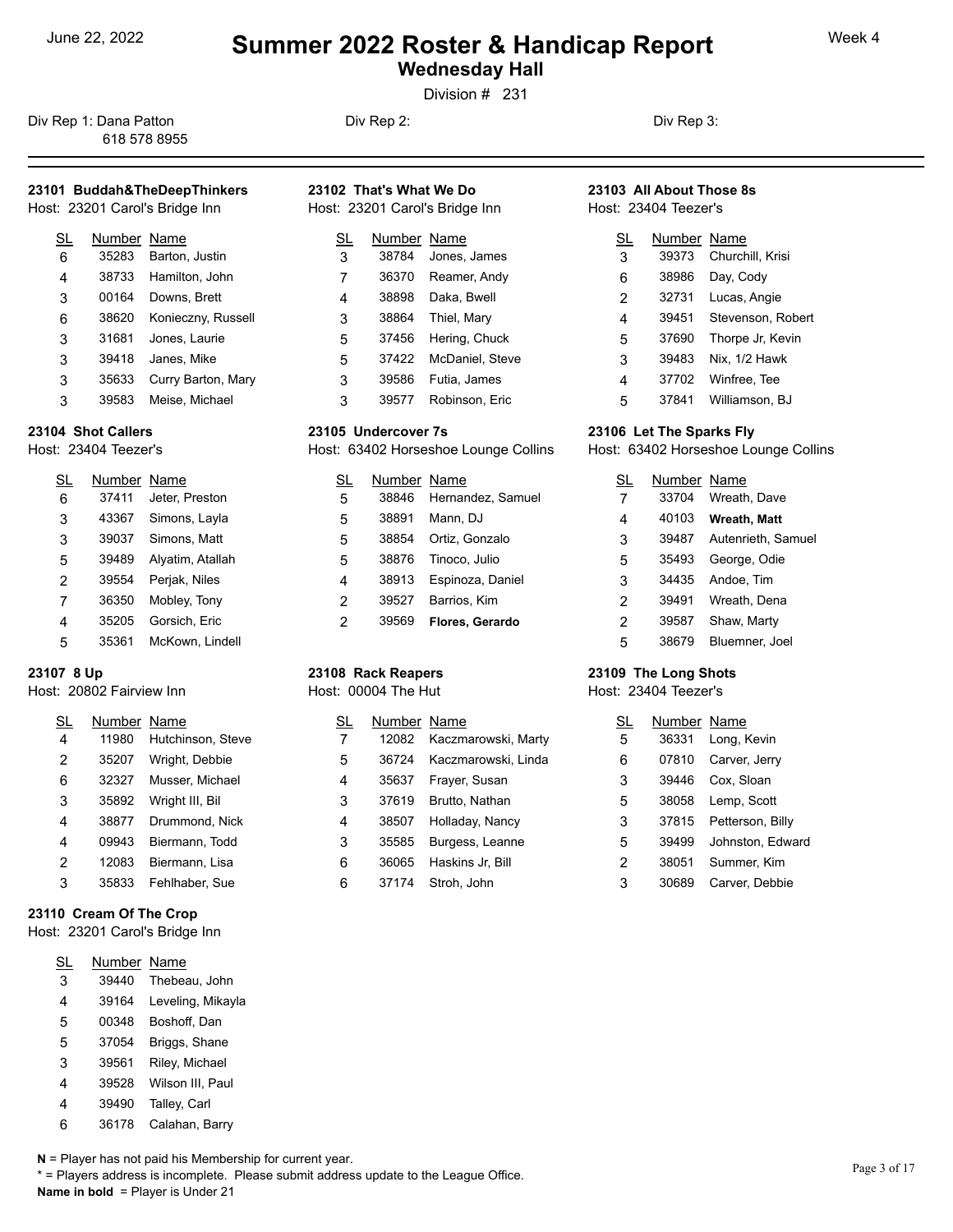# Summer 2022 Roster & Handicap Report

## Wednesday Hall

June 22, 2022 — Week 4

Division # 231

Div Rep 1: Dana Patton
618 578 8955

Div Rep 2:

Div Rep 3:

---

### 23101 Buddah&TheDeepThinkers
Host: 23201 Carol's Bridge Inn

| SL | Number | Name |
|---|---|---|
| 6 | 35283 | Barton, Justin |
| 4 | 38733 | Hamilton, John |
| 3 | 00164 | Downs, Brett |
| 6 | 38620 | Konieczny, Russell |
| 3 | 31681 | Jones, Laurie |
| 3 | 39418 | Janes, Mike |
| 3 | 35633 | Curry Barton, Mary |
| 3 | 39583 | Meise, Michael |

### 23102 That's What We Do
Host: 23201 Carol's Bridge Inn

| SL | Number | Name |
|---|---|---|
| 3 | 38784 | Jones, James |
| 7 | 36370 | Reamer, Andy |
| 4 | 38898 | Daka, Bwell |
| 3 | 38864 | Thiel, Mary |
| 5 | 37456 | Hering, Chuck |
| 5 | 37422 | McDaniel, Steve |
| 3 | 39586 | Futia, James |
| 3 | 39577 | Robinson, Eric |

### 23103 All About Those 8s
Host: 23404 Teezer's

| SL | Number | Name |
|---|---|---|
| 3 | 39373 | Churchill, Krisi |
| 6 | 38986 | Day, Cody |
| 2 | 32731 | Lucas, Angie |
| 4 | 39451 | Stevenson, Robert |
| 5 | 37690 | Thorpe Jr, Kevin |
| 3 | 39483 | Nix, 1/2 Hawk |
| 4 | 37702 | Winfree, Tee |
| 5 | 37841 | Williamson, BJ |

### 23104 Shot Callers
Host: 23404 Teezer's

| SL | Number | Name |
|---|---|---|
| 6 | 37411 | Jeter, Preston |
| 3 | 43367 | Simons, Layla |
| 3 | 39037 | Simons, Matt |
| 5 | 39489 | Alyatim, Atallah |
| 2 | 39554 | Perjak, Niles |
| 7 | 36350 | Mobley, Tony |
| 4 | 35205 | Gorsich, Eric |
| 5 | 35361 | McKown, Lindell |

### 23105 Undercover 7s
Host: 63402 Horseshoe Lounge Collins

| SL | Number | Name |
|---|---|---|
| 5 | 38846 | Hernandez, Samuel |
| 5 | 38891 | Mann, DJ |
| 5 | 38854 | Ortiz, Gonzalo |
| 5 | 38876 | Tinoco, Julio |
| 4 | 38913 | Espinoza, Daniel |
| 2 | 39527 | Barrios, Kim |
| 2 | 39569 | **Flores, Gerardo** |

### 23106 Let The Sparks Fly
Host: 63402 Horseshoe Lounge Collins

| SL | Number | Name |
|---|---|---|
| 7 | 33704 | Wreath, Dave |
| 4 | 40103 | **Wreath, Matt** |
| 3 | 39487 | Autenrieth, Samuel |
| 5 | 35493 | George, Odie |
| 3 | 34435 | Andoe, Tim |
| 2 | 39491 | Wreath, Dena |
| 2 | 39587 | Shaw, Marty |
| 5 | 38679 | Bluemner, Joel |

### 23107 8 Up
Host: 20802 Fairview Inn

| SL | Number | Name |
|---|---|---|
| 4 | 11980 | Hutchinson, Steve |
| 2 | 35207 | Wright, Debbie |
| 6 | 32327 | Musser, Michael |
| 3 | 35892 | Wright III, Bil |
| 4 | 38877 | Drummond, Nick |
| 4 | 09943 | Biermann, Todd |
| 2 | 12083 | Biermann, Lisa |
| 3 | 35833 | Fehlhaber, Sue |

### 23108 Rack Reapers
Host: 00004 The Hut

| SL | Number | Name |
|---|---|---|
| 7 | 12082 | Kaczmarowski, Marty |
| 5 | 36724 | Kaczmarowski, Linda |
| 4 | 35637 | Frayer, Susan |
| 3 | 37619 | Brutto, Nathan |
| 4 | 38507 | Holladay, Nancy |
| 3 | 35585 | Burgess, Leanne |
| 6 | 36065 | Haskins Jr, Bill |
| 6 | 37174 | Stroh, John |

### 23109 The Long Shots
Host: 23404 Teezer's

| SL | Number | Name |
|---|---|---|
| 5 | 36331 | Long, Kevin |
| 6 | 07810 | Carver, Jerry |
| 3 | 39446 | Cox, Sloan |
| 5 | 38058 | Lemp, Scott |
| 3 | 37815 | Petterson, Billy |
| 5 | 39499 | Johnston, Edward |
| 2 | 38051 | Summer, Kim |
| 3 | 30689 | Carver, Debbie |

### 23110 Cream Of The Crop
Host: 23201 Carol's Bridge Inn

| SL | Number | Name |
|---|---|---|
| 3 | 39440 | Thebeau, John |
| 4 | 39164 | Leveling, Mikayla |
| 5 | 00348 | Boshoff, Dan |
| 5 | 37054 | Briggs, Shane |
| 3 | 39561 | Riley, Michael |
| 4 | 39528 | Wilson III, Paul |
| 4 | 39490 | Talley, Carl |
| 6 | 36178 | Calahan, Barry |

**N** = Player has not paid his Membership for current year.
* = Players address is incomplete. Please submit address update to the League Office.
**Name in bold** = Player is Under 21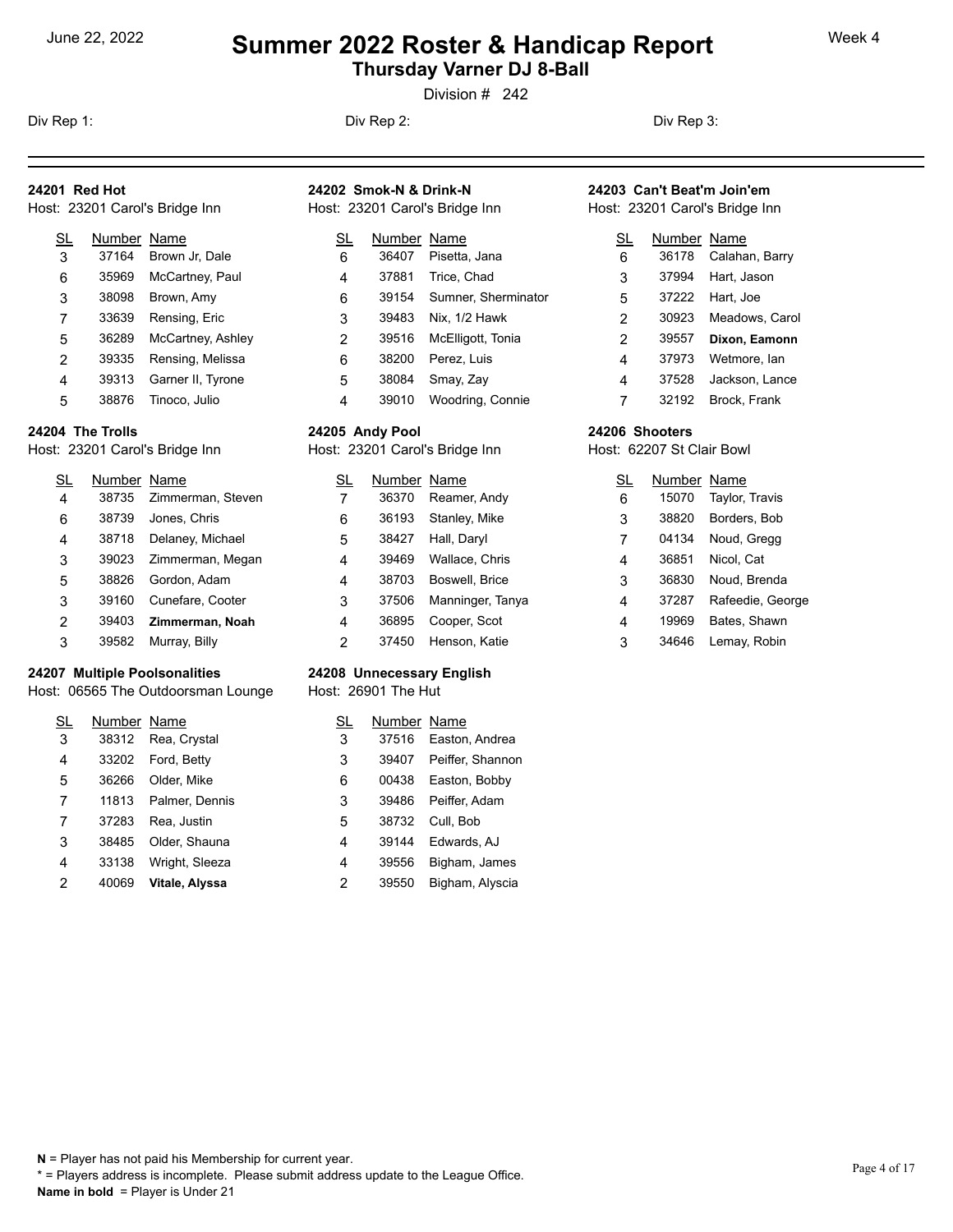June 22, 2022

# Summer 2022 Roster & Handicap Report

## Thursday Varner DJ 8-Ball

Division # 242

Div Rep 1: Div Rep 2: Div Rep 3:

### 24201 Red Hot

Host: 23201 Carol's Bridge Inn

| SL | Number | Name |
|---|---|---|
| 3 | 37164 | Brown Jr, Dale |
| 6 | 35969 | McCartney, Paul |
| 3 | 38098 | Brown, Amy |
| 7 | 33639 | Rensing, Eric |
| 5 | 36289 | McCartney, Ashley |
| 2 | 39335 | Rensing, Melissa |
| 4 | 39313 | Garner II, Tyrone |
| 5 | 38876 | Tinoco, Julio |

### 24202 Smok-N & Drink-N

Host: 23201 Carol's Bridge Inn

| SL | Number | Name |
|---|---|---|
| 6 | 36407 | Pisetta, Jana |
| 4 | 37881 | Trice, Chad |
| 6 | 39154 | Sumner, Sherminator |
| 3 | 39483 | Nix, 1/2 Hawk |
| 2 | 39516 | McElligott, Tonia |
| 6 | 38200 | Perez, Luis |
| 5 | 38084 | Smay, Zay |
| 4 | 39010 | Woodring, Connie |

### 24203 Can't Beat'm Join'em

Host: 23201 Carol's Bridge Inn

| SL | Number | Name |
|---|---|---|
| 6 | 36178 | Calahan, Barry |
| 3 | 37994 | Hart, Jason |
| 5 | 37222 | Hart, Joe |
| 2 | 30923 | Meadows, Carol |
| 2 | 39557 | **Dixon, Eamonn** |
| 4 | 37973 | Wetmore, Ian |
| 4 | 37528 | Jackson, Lance |
| 7 | 32192 | Brock, Frank |

### 24204 The Trolls

Host: 23201 Carol's Bridge Inn

| SL | Number | Name |
|---|---|---|
| 4 | 38735 | Zimmerman, Steven |
| 6 | 38739 | Jones, Chris |
| 4 | 38718 | Delaney, Michael |
| 3 | 39023 | Zimmerman, Megan |
| 5 | 38826 | Gordon, Adam |
| 3 | 39160 | Cunefare, Cooter |
| 2 | 39403 | **Zimmerman, Noah** |
| 3 | 39582 | Murray, Billy |

### 24205 Andy Pool

Host: 23201 Carol's Bridge Inn

| SL | Number | Name |
|---|---|---|
| 7 | 36370 | Reamer, Andy |
| 6 | 36193 | Stanley, Mike |
| 5 | 38427 | Hall, Daryl |
| 4 | 39469 | Wallace, Chris |
| 4 | 38703 | Boswell, Brice |
| 3 | 37506 | Manninger, Tanya |
| 4 | 36895 | Cooper, Scot |
| 2 | 37450 | Henson, Katie |

### 24206 Shooters

Host: 62207 St Clair Bowl

| SL | Number | Name |
|---|---|---|
| 6 | 15070 | Taylor, Travis |
| 3 | 38820 | Borders, Bob |
| 7 | 04134 | Noud, Gregg |
| 4 | 36851 | Nicol, Cat |
| 3 | 36830 | Noud, Brenda |
| 4 | 37287 | Rafeedie, George |
| 4 | 19969 | Bates, Shawn |
| 3 | 34646 | Lemay, Robin |

### 24207 Multiple Poolsonalities

Host: 06565 The Outdoorsman Lounge

| SL | Number | Name |
|---|---|---|
| 3 | 38312 | Rea, Crystal |
| 4 | 33202 | Ford, Betty |
| 5 | 36266 | Older, Mike |
| 7 | 11813 | Palmer, Dennis |
| 7 | 37283 | Rea, Justin |
| 3 | 38485 | Older, Shauna |
| 4 | 33138 | Wright, Sleeza |
| 2 | 40069 | **Vitale, Alyssa** |

### 24208 Unnecessary English

Host: 26901 The Hut

| SL | Number | Name |
|---|---|---|
| 3 | 37516 | Easton, Andrea |
| 3 | 39407 | Peiffer, Shannon |
| 6 | 00438 | Easton, Bobby |
| 3 | 39486 | Peiffer, Adam |
| 5 | 38732 | Cull, Bob |
| 4 | 39144 | Edwards, AJ |
| 4 | 39556 | Bigham, James |
| 2 | 39550 | Bigham, Alyscia |

**N** = Player has not paid his Membership for current year.
* = Players address is incomplete. Please submit address update to the League Office.
**Name in bold** = Player is Under 21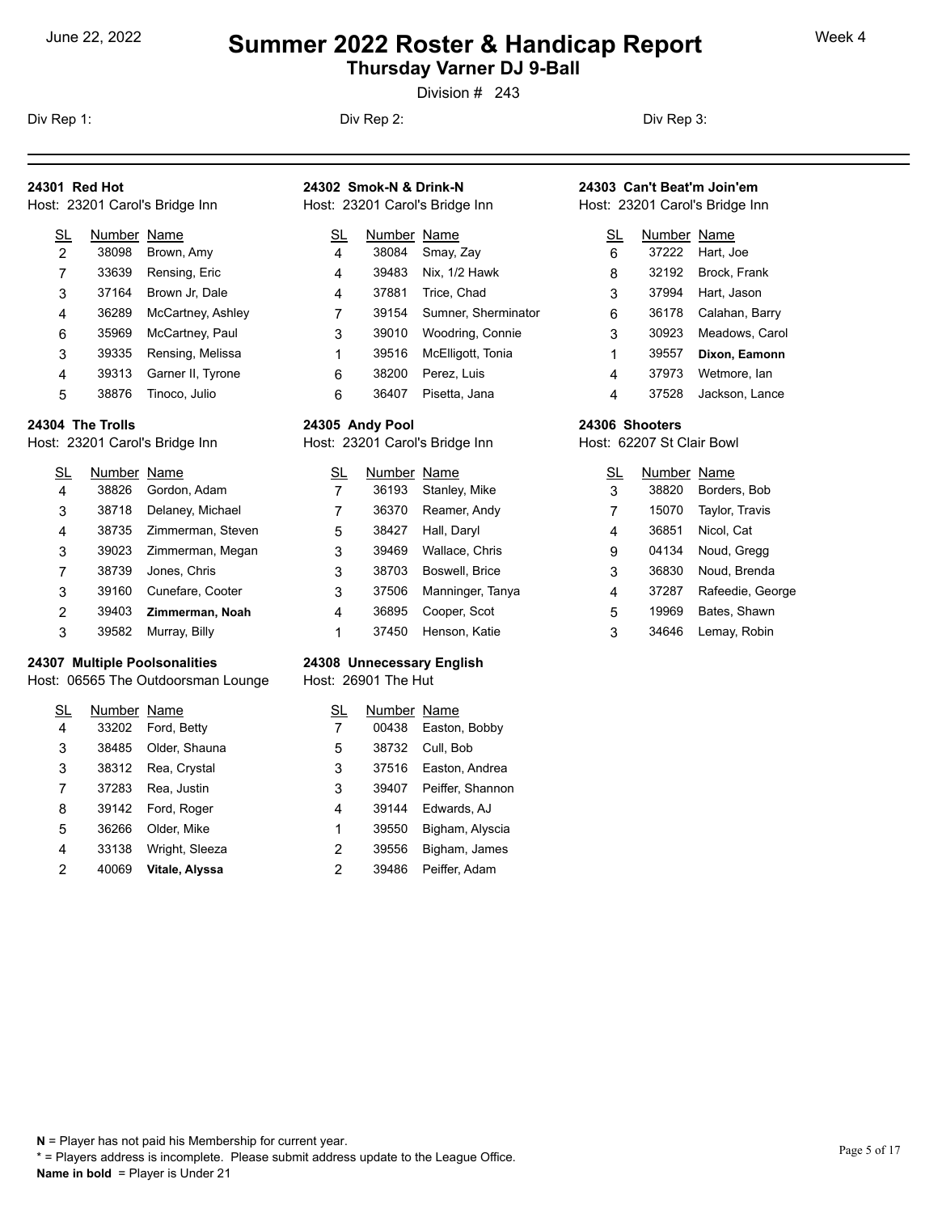# Summer 2022 Roster & Handicap Report

## Thursday Varner DJ 9-Ball

June 22, 2022

Week 4

Division # 243

Div Rep 1:

Div Rep 2:

Div Rep 3:

---

### 24301 Red Hot

Host: 23201 Carol's Bridge Inn

| SL | Number | Name |
|---|---|---|
| 2 | 38098 | Brown, Amy |
| 7 | 33639 | Rensing, Eric |
| 3 | 37164 | Brown Jr, Dale |
| 4 | 36289 | McCartney, Ashley |
| 6 | 35969 | McCartney, Paul |
| 3 | 39335 | Rensing, Melissa |
| 4 | 39313 | Garner II, Tyrone |
| 5 | 38876 | Tinoco, Julio |

### 24302 Smok-N & Drink-N

Host: 23201 Carol's Bridge Inn

| SL | Number | Name |
|---|---|---|
| 4 | 38084 | Smay, Zay |
| 4 | 39483 | Nix, 1/2 Hawk |
| 4 | 37881 | Trice, Chad |
| 7 | 39154 | Sumner, Sherminator |
| 3 | 39010 | Woodring, Connie |
| 1 | 39516 | McElligott, Tonia |
| 6 | 38200 | Perez, Luis |
| 6 | 36407 | Pisetta, Jana |

### 24303 Can't Beat'm Join'em

Host: 23201 Carol's Bridge Inn

| SL | Number | Name |
|---|---|---|
| 6 | 37222 | Hart, Joe |
| 8 | 32192 | Brock, Frank |
| 3 | 37994 | Hart, Jason |
| 6 | 36178 | Calahan, Barry |
| 3 | 30923 | Meadows, Carol |
| 1 | 39557 | **Dixon, Eamonn** |
| 4 | 37973 | Wetmore, Ian |
| 4 | 37528 | Jackson, Lance |

### 24304 The Trolls

Host: 23201 Carol's Bridge Inn

| SL | Number | Name |
|---|---|---|
| 4 | 38826 | Gordon, Adam |
| 3 | 38718 | Delaney, Michael |
| 4 | 38735 | Zimmerman, Steven |
| 3 | 39023 | Zimmerman, Megan |
| 7 | 38739 | Jones, Chris |
| 3 | 39160 | Cunefare, Cooter |
| 2 | 39403 | **Zimmerman, Noah** |
| 3 | 39582 | Murray, Billy |

### 24305 Andy Pool

Host: 23201 Carol's Bridge Inn

| SL | Number | Name |
|---|---|---|
| 7 | 36193 | Stanley, Mike |
| 7 | 36370 | Reamer, Andy |
| 5 | 38427 | Hall, Daryl |
| 3 | 39469 | Wallace, Chris |
| 3 | 38703 | Boswell, Brice |
| 3 | 37506 | Manninger, Tanya |
| 4 | 36895 | Cooper, Scot |
| 1 | 37450 | Henson, Katie |

### 24306 Shooters

Host: 62207 St Clair Bowl

| SL | Number | Name |
|---|---|---|
| 3 | 38820 | Borders, Bob |
| 7 | 15070 | Taylor, Travis |
| 4 | 36851 | Nicol, Cat |
| 9 | 04134 | Noud, Gregg |
| 3 | 36830 | Noud, Brenda |
| 4 | 37287 | Rafeedie, George |
| 5 | 19969 | Bates, Shawn |
| 3 | 34646 | Lemay, Robin |

### 24307 Multiple Poolsonalities

Host: 06565 The Outdoorsman Lounge

| SL | Number | Name |
|---|---|---|
| 4 | 33202 | Ford, Betty |
| 3 | 38485 | Older, Shauna |
| 3 | 38312 | Rea, Crystal |
| 7 | 37283 | Rea, Justin |
| 8 | 39142 | Ford, Roger |
| 5 | 36266 | Older, Mike |
| 4 | 33138 | Wright, Sleeza |
| 2 | 40069 | **Vitale, Alyssa** |

### 24308 Unnecessary English

Host: 26901 The Hut

| SL | Number | Name |
|---|---|---|
| 7 | 00438 | Easton, Bobby |
| 5 | 38732 | Cull, Bob |
| 3 | 37516 | Easton, Andrea |
| 3 | 39407 | Peiffer, Shannon |
| 4 | 39144 | Edwards, AJ |
| 1 | 39550 | Bigham, Alyscia |
| 2 | 39556 | Bigham, James |
| 2 | 39486 | Peiffer, Adam |

---

**N** = Player has not paid his Membership for current year.
* = Players address is incomplete. Please submit address update to the League Office.
**Name in bold** = Player is Under 21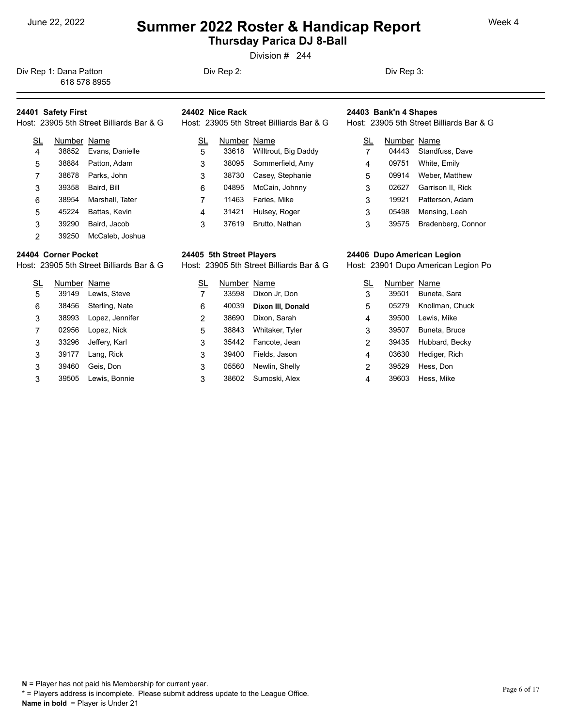June 22, 2022

# Summer 2022 Roster & Handicap Report

## Thursday Parica DJ 8-Ball

Division # 244

Week 4

Div Rep 1: Dana Patton
618 578 8955

Div Rep 2:

Div Rep 3:

### 24401 Safety First

Host: 23905 5th Street Billiards Bar & G

| SL | Number | Name |
|---|---|---|
| 4 | 38852 | Evans, Danielle |
| 5 | 38884 | Patton, Adam |
| 7 | 38678 | Parks, John |
| 3 | 39358 | Baird, Bill |
| 6 | 38954 | Marshall, Tater |
| 5 | 45224 | Battas, Kevin |
| 3 | 39290 | Baird, Jacob |
| 2 | 39250 | McCaleb, Joshua |

### 24402 Nice Rack

Host: 23905 5th Street Billiards Bar & G

| SL | Number | Name |
|---|---|---|
| 5 | 33618 | Willtrout, Big Daddy |
| 3 | 38095 | Sommerfield, Amy |
| 3 | 38730 | Casey, Stephanie |
| 6 | 04895 | McCain, Johnny |
| 7 | 11463 | Faries, Mike |
| 4 | 31421 | Hulsey, Roger |
| 3 | 37619 | Brutto, Nathan |

### 24403 Bank'n 4 Shapes

Host: 23905 5th Street Billiards Bar & G

| SL | Number | Name |
|---|---|---|
| 7 | 04443 | Standfuss, Dave |
| 4 | 09751 | White, Emily |
| 5 | 09914 | Weber, Matthew |
| 3 | 02627 | Garrison II, Rick |
| 3 | 19921 | Patterson, Adam |
| 3 | 05498 | Mensing, Leah |
| 3 | 39575 | Bradenberg, Connor |

### 24404 Corner Pocket

Host: 23905 5th Street Billiards Bar & G

| SL | Number | Name |
|---|---|---|
| 5 | 39149 | Lewis, Steve |
| 6 | 38456 | Sterling, Nate |
| 3 | 38993 | Lopez, Jennifer |
| 7 | 02956 | Lopez, Nick |
| 3 | 33296 | Jeffery, Karl |
| 3 | 39177 | Lang, Rick |
| 3 | 39460 | Geis, Don |
| 3 | 39505 | Lewis, Bonnie |

### 24405 5th Street Players

Host: 23905 5th Street Billiards Bar & G

| SL | Number | Name |
|---|---|---|
| 7 | 33598 | Dixon Jr, Don |
| 6 | 40039 | **Dixon III, Donald** |
| 2 | 38690 | Dixon, Sarah |
| 5 | 38843 | Whitaker, Tyler |
| 3 | 35442 | Fancote, Jean |
| 3 | 39400 | Fields, Jason |
| 3 | 05560 | Newlin, Shelly |
| 3 | 38602 | Sumoski, Alex |

### 24406 Dupo American Legion

Host: 23901 Dupo American Legion Po

| SL | Number | Name |
|---|---|---|
| 3 | 39501 | Buneta, Sara |
| 5 | 05279 | Knollman, Chuck |
| 4 | 39500 | Lewis, Mike |
| 3 | 39507 | Buneta, Bruce |
| 2 | 39435 | Hubbard, Becky |
| 4 | 03630 | Hediger, Rich |
| 2 | 39529 | Hess, Don |
| 4 | 39603 | Hess, Mike |

**N** = Player has not paid his Membership for current year.
* = Players address is incomplete. Please submit address update to the League Office.
**Name in bold** = Player is Under 21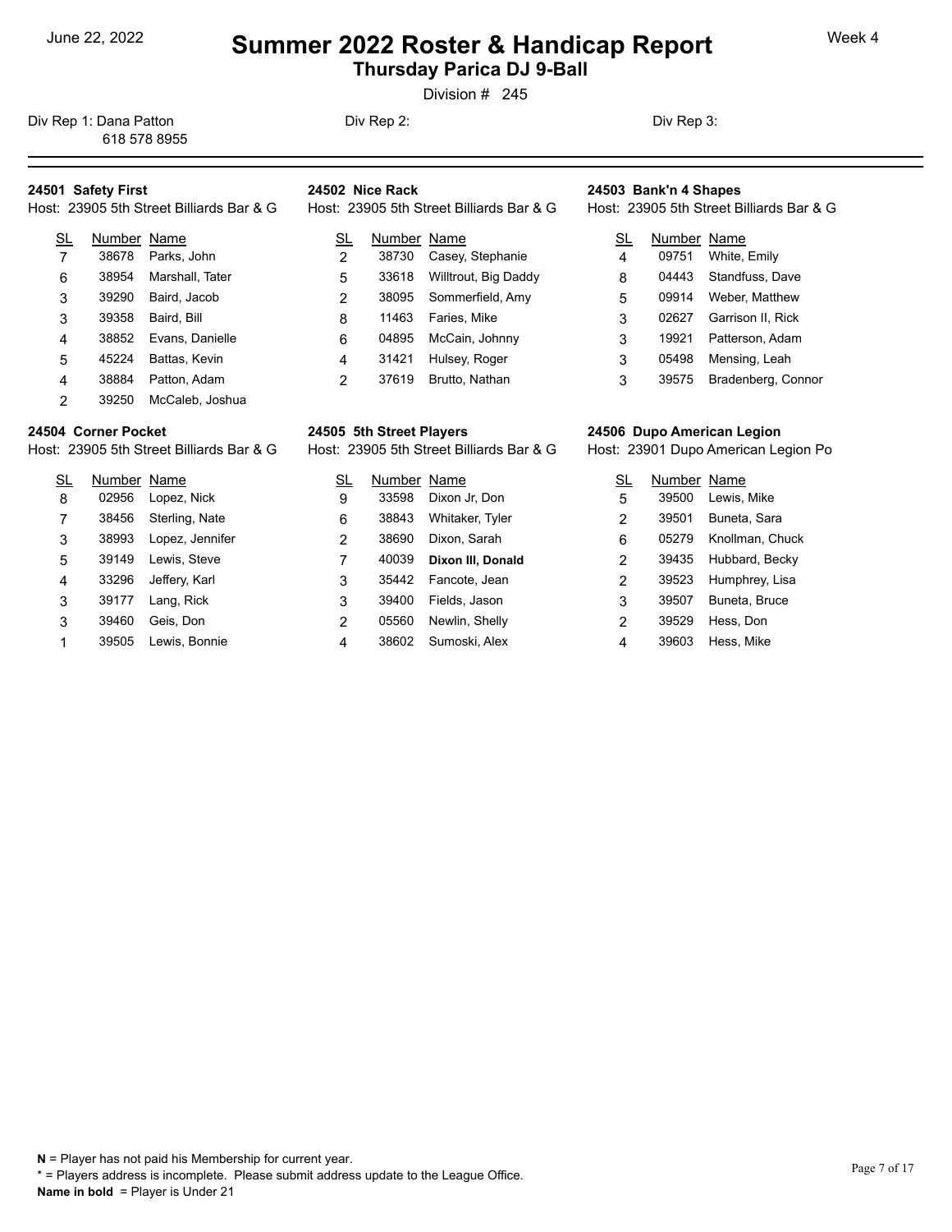June 22, 2022

# Summer 2022 Roster & Handicap Report

## Thursday Parica DJ 9-Ball

Division # 245

Week 4

Div Rep 1: Dana Patton
618 578 8955

Div Rep 2:

Div Rep 3:

---

### 24501 Safety First
Host: 23905 5th Street Billiards Bar & G

| SL | Number | Name |
|---|---|---|
| 7 | 38678 | Parks, John |
| 6 | 38954 | Marshall, Tater |
| 3 | 39290 | Baird, Jacob |
| 3 | 39358 | Baird, Bill |
| 4 | 38852 | Evans, Danielle |
| 5 | 45224 | Battas, Kevin |
| 4 | 38884 | Patton, Adam |
| 2 | 39250 | McCaleb, Joshua |

### 24502 Nice Rack
Host: 23905 5th Street Billiards Bar & G

| SL | Number | Name |
|---|---|---|
| 2 | 38730 | Casey, Stephanie |
| 5 | 33618 | Willtrout, Big Daddy |
| 2 | 38095 | Sommerfield, Amy |
| 8 | 11463 | Faries, Mike |
| 6 | 04895 | McCain, Johnny |
| 4 | 31421 | Hulsey, Roger |
| 2 | 37619 | Brutto, Nathan |

### 24503 Bank'n 4 Shapes
Host: 23905 5th Street Billiards Bar & G

| SL | Number | Name |
|---|---|---|
| 4 | 09751 | White, Emily |
| 8 | 04443 | Standfuss, Dave |
| 5 | 09914 | Weber, Matthew |
| 3 | 02627 | Garrison II, Rick |
| 3 | 19921 | Patterson, Adam |
| 3 | 05498 | Mensing, Leah |
| 3 | 39575 | Bradenberg, Connor |

### 24504 Corner Pocket
Host: 23905 5th Street Billiards Bar & G

| SL | Number | Name |
|---|---|---|
| 8 | 02956 | Lopez, Nick |
| 7 | 38456 | Sterling, Nate |
| 3 | 38993 | Lopez, Jennifer |
| 5 | 39149 | Lewis, Steve |
| 4 | 33296 | Jeffery, Karl |
| 3 | 39177 | Lang, Rick |
| 3 | 39460 | Geis, Don |
| 1 | 39505 | Lewis, Bonnie |

### 24505 5th Street Players
Host: 23905 5th Street Billiards Bar & G

| SL | Number | Name |
|---|---|---|
| 9 | 33598 | Dixon Jr, Don |
| 6 | 38843 | Whitaker, Tyler |
| 2 | 38690 | Dixon, Sarah |
| 7 | 40039 | **Dixon III, Donald** |
| 3 | 35442 | Fancote, Jean |
| 3 | 39400 | Fields, Jason |
| 2 | 05560 | Newlin, Shelly |
| 4 | 38602 | Sumoski, Alex |

### 24506 Dupo American Legion
Host: 23901 Dupo American Legion Po

| SL | Number | Name |
|---|---|---|
| 5 | 39500 | Lewis, Mike |
| 2 | 39501 | Buneta, Sara |
| 6 | 05279 | Knollman, Chuck |
| 2 | 39435 | Hubbard, Becky |
| 2 | 39523 | Humphrey, Lisa |
| 3 | 39507 | Buneta, Bruce |
| 2 | 39529 | Hess, Don |
| 4 | 39603 | Hess, Mike |

**N** = Player has not paid his Membership for current year.
* = Players address is incomplete. Please submit address update to the League Office.
**Name in bold** = Player is Under 21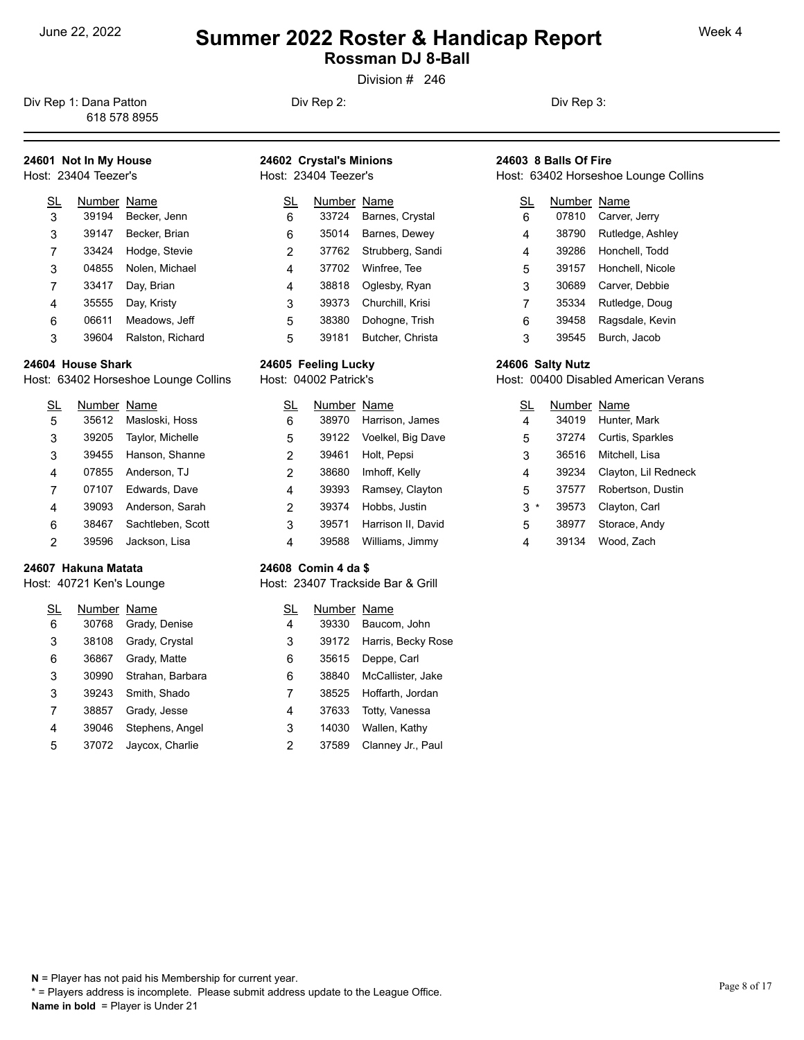June 22, 2022

# Summer 2022 Roster & Handicap Report

## Rossman DJ 8-Ball

Division # 246

Week 4

Div Rep 1: Dana Patton
618 578 8955

Div Rep 2:

Div Rep 3:

### 24601 Not In My House
Host: 23404 Teezer's

| SL | Number | Name |
|---|---|---|
| 3 | 39194 | Becker, Jenn |
| 3 | 39147 | Becker, Brian |
| 7 | 33424 | Hodge, Stevie |
| 3 | 04855 | Nolen, Michael |
| 7 | 33417 | Day, Brian |
| 4 | 35555 | Day, Kristy |
| 6 | 06611 | Meadows, Jeff |
| 3 | 39604 | Ralston, Richard |

### 24602 Crystal's Minions
Host: 23404 Teezer's

| SL | Number | Name |
|---|---|---|
| 6 | 33724 | Barnes, Crystal |
| 6 | 35014 | Barnes, Dewey |
| 2 | 37762 | Strubberg, Sandi |
| 4 | 37702 | Winfree, Tee |
| 4 | 38818 | Oglesby, Ryan |
| 3 | 39373 | Churchill, Krisi |
| 5 | 38380 | Dohogne, Trish |
| 5 | 39181 | Butcher, Christa |

### 24603 8 Balls Of Fire
Host: 63402 Horseshoe Lounge Collins

| SL | Number | Name |
|---|---|---|
| 6 | 07810 | Carver, Jerry |
| 4 | 38790 | Rutledge, Ashley |
| 4 | 39286 | Honchell, Todd |
| 5 | 39157 | Honchell, Nicole |
| 3 | 30689 | Carver, Debbie |
| 7 | 35334 | Rutledge, Doug |
| 6 | 39458 | Ragsdale, Kevin |
| 3 | 39545 | Burch, Jacob |

### 24604 House Shark
Host: 63402 Horseshoe Lounge Collins

| SL | Number | Name |
|---|---|---|
| 5 | 35612 | Masloski, Hoss |
| 3 | 39205 | Taylor, Michelle |
| 3 | 39455 | Hanson, Shanne |
| 4 | 07855 | Anderson, TJ |
| 7 | 07107 | Edwards, Dave |
| 4 | 39093 | Anderson, Sarah |
| 6 | 38467 | Sachtleben, Scott |
| 2 | 39596 | Jackson, Lisa |

### 24605 Feeling Lucky
Host: 04002 Patrick's

| SL | Number | Name |
|---|---|---|
| 6 | 38970 | Harrison, James |
| 5 | 39122 | Voelkel, Big Dave |
| 2 | 39461 | Holt, Pepsi |
| 2 | 38680 | Imhoff, Kelly |
| 4 | 39393 | Ramsey, Clayton |
| 2 | 39374 | Hobbs, Justin |
| 3 | 39571 | Harrison II, David |
| 4 | 39588 | Williams, Jimmy |

### 24606 Salty Nutz
Host: 00400 Disabled American Verans

| SL | Number | Name |
|---|---|---|
| 4 | 34019 | Hunter, Mark |
| 5 | 37274 | Curtis, Sparkles |
| 3 | 36516 | Mitchell, Lisa |
| 4 | 39234 | Clayton, Lil Redneck |
| 5 | 37577 | Robertson, Dustin |
| 3 * | 39573 | Clayton, Carl |
| 5 | 38977 | Storace, Andy |
| 4 | 39134 | Wood, Zach |

### 24607 Hakuna Matata
Host: 40721 Ken's Lounge

| SL | Number | Name |
|---|---|---|
| 6 | 30768 | Grady, Denise |
| 3 | 38108 | Grady, Crystal |
| 6 | 36867 | Grady, Matte |
| 3 | 30990 | Strahan, Barbara |
| 3 | 39243 | Smith, Shado |
| 7 | 38857 | Grady, Jesse |
| 4 | 39046 | Stephens, Angel |
| 5 | 37072 | Jaycox, Charlie |

### 24608 Comin 4 da $
Host: 23407 Trackside Bar & Grill

| SL | Number | Name |
|---|---|---|
| 4 | 39330 | Baucom, John |
| 3 | 39172 | Harris, Becky Rose |
| 6 | 35615 | Deppe, Carl |
| 6 | 38840 | McCallister, Jake |
| 7 | 38525 | Hoffarth, Jordan |
| 4 | 37633 | Totty, Vanessa |
| 3 | 14030 | Wallen, Kathy |
| 2 | 37589 | Clanney Jr., Paul |

**N** = Player has not paid his Membership for current year.
* = Players address is incomplete. Please submit address update to the League Office.
**Name in bold** = Player is Under 21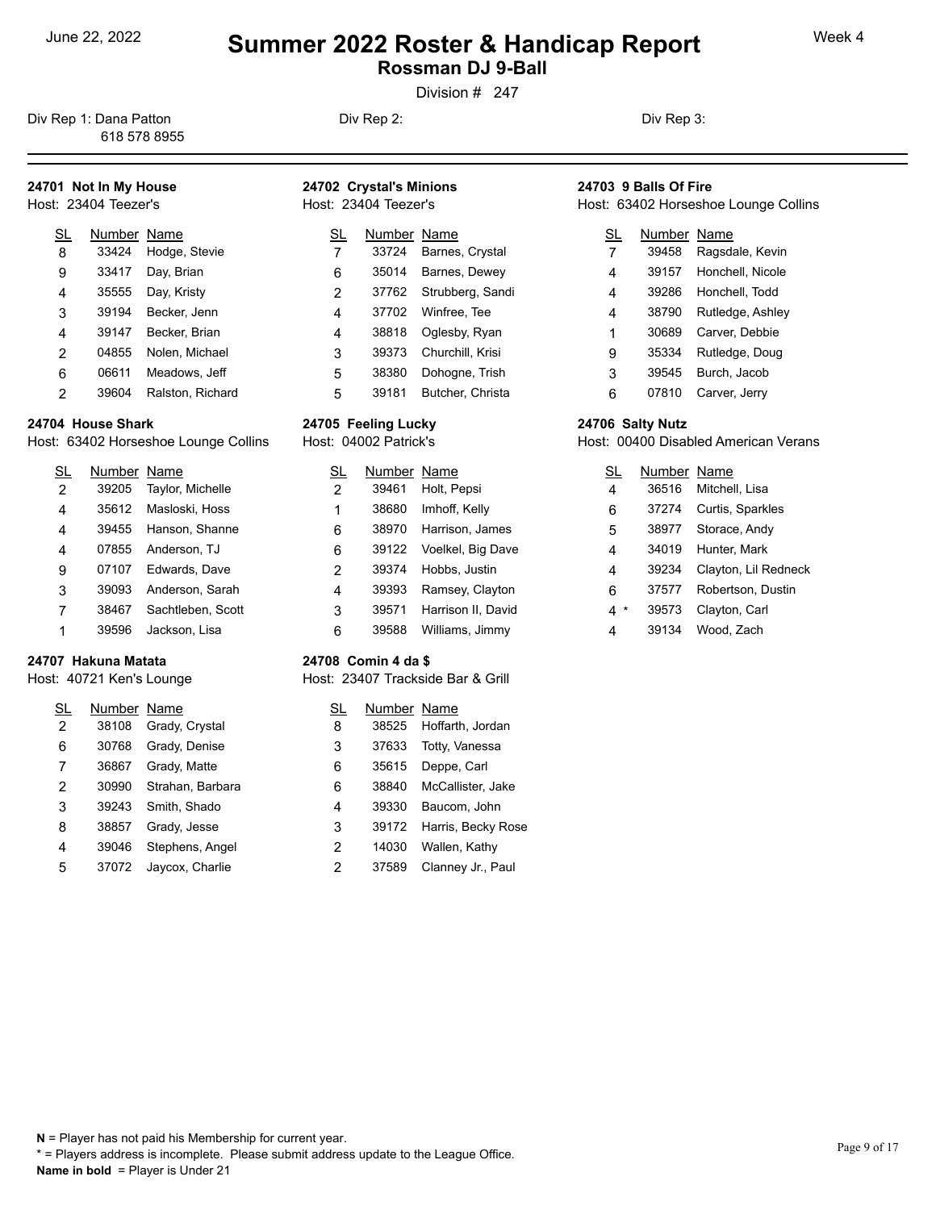June 22, 2022

# Summer 2022 Roster & Handicap Report

## Rossman DJ 9-Ball

Division # 247

Week 4

Div Rep 1: Dana Patton
618 578 8955

Div Rep 2:

Div Rep 3:

### 24701 Not In My House
Host: 23404 Teezer's

| SL | Number | Name |
|---|---|---|
| 8 | 33424 | Hodge, Stevie |
| 9 | 33417 | Day, Brian |
| 4 | 35555 | Day, Kristy |
| 3 | 39194 | Becker, Jenn |
| 4 | 39147 | Becker, Brian |
| 2 | 04855 | Nolen, Michael |
| 6 | 06611 | Meadows, Jeff |
| 2 | 39604 | Ralston, Richard |

### 24702 Crystal's Minions
Host: 23404 Teezer's

| SL | Number | Name |
|---|---|---|
| 7 | 33724 | Barnes, Crystal |
| 6 | 35014 | Barnes, Dewey |
| 2 | 37762 | Strubberg, Sandi |
| 4 | 37702 | Winfree, Tee |
| 4 | 38818 | Oglesby, Ryan |
| 3 | 39373 | Churchill, Krisi |
| 5 | 38380 | Dohogne, Trish |
| 5 | 39181 | Butcher, Christa |

### 24703 9 Balls Of Fire
Host: 63402 Horseshoe Lounge Collins

| SL | Number | Name |
|---|---|---|
| 7 | 39458 | Ragsdale, Kevin |
| 4 | 39157 | Honchell, Nicole |
| 4 | 39286 | Honchell, Todd |
| 4 | 38790 | Rutledge, Ashley |
| 1 | 30689 | Carver, Debbie |
| 9 | 35334 | Rutledge, Doug |
| 3 | 39545 | Burch, Jacob |
| 6 | 07810 | Carver, Jerry |

### 24704 House Shark
Host: 63402 Horseshoe Lounge Collins

| SL | Number | Name |
|---|---|---|
| 2 | 39205 | Taylor, Michelle |
| 4 | 35612 | Masloski, Hoss |
| 4 | 39455 | Hanson, Shanne |
| 4 | 07855 | Anderson, TJ |
| 9 | 07107 | Edwards, Dave |
| 3 | 39093 | Anderson, Sarah |
| 7 | 38467 | Sachtleben, Scott |
| 1 | 39596 | Jackson, Lisa |

### 24705 Feeling Lucky
Host: 04002 Patrick's

| SL | Number | Name |
|---|---|---|
| 2 | 39461 | Holt, Pepsi |
| 1 | 38680 | Imhoff, Kelly |
| 6 | 38970 | Harrison, James |
| 6 | 39122 | Voelkel, Big Dave |
| 2 | 39374 | Hobbs, Justin |
| 4 | 39393 | Ramsey, Clayton |
| 3 | 39571 | Harrison II, David |
| 6 | 39588 | Williams, Jimmy |

### 24706 Salty Nutz
Host: 00400 Disabled American Verans

| SL | Number | Name |
|---|---|---|
| 4 | 36516 | Mitchell, Lisa |
| 6 | 37274 | Curtis, Sparkles |
| 5 | 38977 | Storace, Andy |
| 4 | 34019 | Hunter, Mark |
| 4 | 39234 | Clayton, Lil Redneck |
| 6 | 37577 | Robertson, Dustin |
| 4 * | 39573 | Clayton, Carl |
| 4 | 39134 | Wood, Zach |

### 24707 Hakuna Matata
Host: 40721 Ken's Lounge

| SL | Number | Name |
|---|---|---|
| 2 | 38108 | Grady, Crystal |
| 6 | 30768 | Grady, Denise |
| 7 | 36867 | Grady, Matte |
| 2 | 30990 | Strahan, Barbara |
| 3 | 39243 | Smith, Shado |
| 8 | 38857 | Grady, Jesse |
| 4 | 39046 | Stephens, Angel |
| 5 | 37072 | Jaycox, Charlie |

### 24708 Comin 4 da $
Host: 23407 Trackside Bar & Grill

| SL | Number | Name |
|---|---|---|
| 8 | 38525 | Hoffarth, Jordan |
| 3 | 37633 | Totty, Vanessa |
| 6 | 35615 | Deppe, Carl |
| 6 | 38840 | McCallister, Jake |
| 4 | 39330 | Baucom, John |
| 3 | 39172 | Harris, Becky Rose |
| 2 | 14030 | Wallen, Kathy |
| 2 | 37589 | Clanney Jr., Paul |

**N** = Player has not paid his Membership for current year.
* = Players address is incomplete. Please submit address update to the League Office.
**Name in bold** = Player is Under 21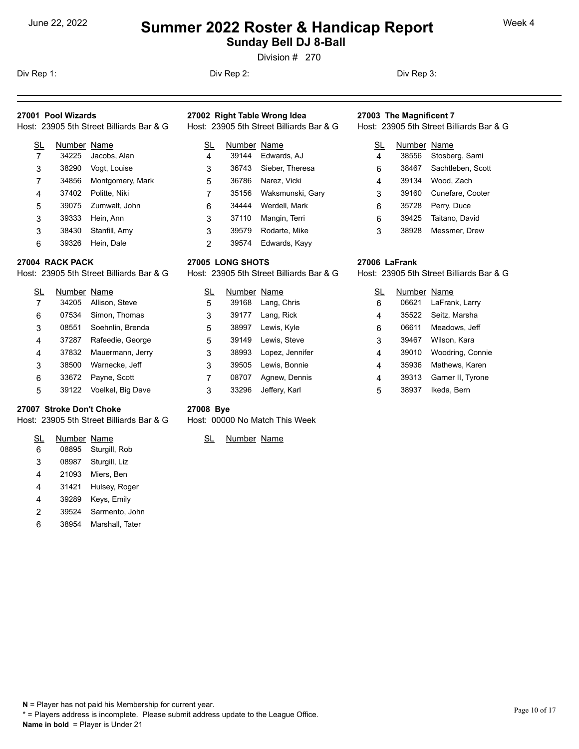June 22, 2022

# Summer 2022 Roster & Handicap Report

## Sunday Bell DJ 8-Ball

Division # 270

Week 4

Div Rep 1: Div Rep 2: Div Rep 3:

### 27001 Pool Wizards

Host: 23905 5th Street Billiards Bar & G

| SL | Number | Name |
|---|---|---|
| 7 | 34225 | Jacobs, Alan |
| 3 | 38290 | Vogt, Louise |
| 7 | 34856 | Montgomery, Mark |
| 4 | 37402 | Politte, Niki |
| 5 | 39075 | Zumwalt, John |
| 3 | 39333 | Hein, Ann |
| 3 | 38430 | Stanfill, Amy |
| 6 | 39326 | Hein, Dale |

### 27002 Right Table Wrong Idea

Host: 23905 5th Street Billiards Bar & G

| SL | Number | Name |
|---|---|---|
| 4 | 39144 | Edwards, AJ |
| 3 | 36743 | Sieber, Theresa |
| 5 | 36786 | Narez, Vicki |
| 7 | 35156 | Waksmunski, Gary |
| 6 | 34444 | Werdell, Mark |
| 3 | 37110 | Mangin, Terri |
| 3 | 39579 | Rodarte, Mike |
| 2 | 39574 | Edwards, Kayy |

### 27003 The Magnificent 7

Host: 23905 5th Street Billiards Bar & G

| SL | Number | Name |
|---|---|---|
| 4 | 38556 | Stosberg, Sami |
| 6 | 38467 | Sachtleben, Scott |
| 4 | 39134 | Wood, Zach |
| 3 | 39160 | Cunefare, Cooter |
| 6 | 35728 | Perry, Duce |
| 6 | 39425 | Taitano, David |
| 3 | 38928 | Messmer, Drew |

### 27004 RACK PACK

Host: 23905 5th Street Billiards Bar & G

| SL | Number | Name |
|---|---|---|
| 7 | 34205 | Allison, Steve |
| 6 | 07534 | Simon, Thomas |
| 3 | 08551 | Soehnlin, Brenda |
| 4 | 37287 | Rafeedie, George |
| 4 | 37832 | Mauermann, Jerry |
| 3 | 38500 | Warnecke, Jeff |
| 6 | 33672 | Payne, Scott |
| 5 | 39122 | Voelkel, Big Dave |

### 27005 LONG SHOTS

Host: 23905 5th Street Billiards Bar & G

| SL | Number | Name |
|---|---|---|
| 5 | 39168 | Lang, Chris |
| 3 | 39177 | Lang, Rick |
| 5 | 38997 | Lewis, Kyle |
| 5 | 39149 | Lewis, Steve |
| 3 | 38993 | Lopez, Jennifer |
| 3 | 39505 | Lewis, Bonnie |
| 7 | 08707 | Agnew, Dennis |
| 3 | 33296 | Jeffery, Karl |

### 27006 LaFrank

Host: 23905 5th Street Billiards Bar & G

| SL | Number | Name |
|---|---|---|
| 6 | 06621 | LaFrank, Larry |
| 4 | 35522 | Seitz, Marsha |
| 6 | 06611 | Meadows, Jeff |
| 3 | 39467 | Wilson, Kara |
| 4 | 39010 | Woodring, Connie |
| 4 | 35936 | Mathews, Karen |
| 4 | 39313 | Garner II, Tyrone |
| 5 | 38937 | Ikeda, Bern |

### 27007 Stroke Don't Choke

Host: 23905 5th Street Billiards Bar & G

| SL | Number | Name |
|---|---|---|
| 6 | 08895 | Sturgill, Rob |
| 3 | 08987 | Sturgill, Liz |
| 4 | 21093 | Miers, Ben |
| 4 | 31421 | Hulsey, Roger |
| 4 | 39289 | Keys, Emily |
| 2 | 39524 | Sarmento, John |
| 6 | 38954 | Marshall, Tater |

### 27008 Bye

Host: 00000 No Match This Week

| SL | Number | Name |
|---|---|---|

**N** = Player has not paid his Membership for current year.
* = Players address is incomplete. Please submit address update to the League Office.
**Name in bold** = Player is Under 21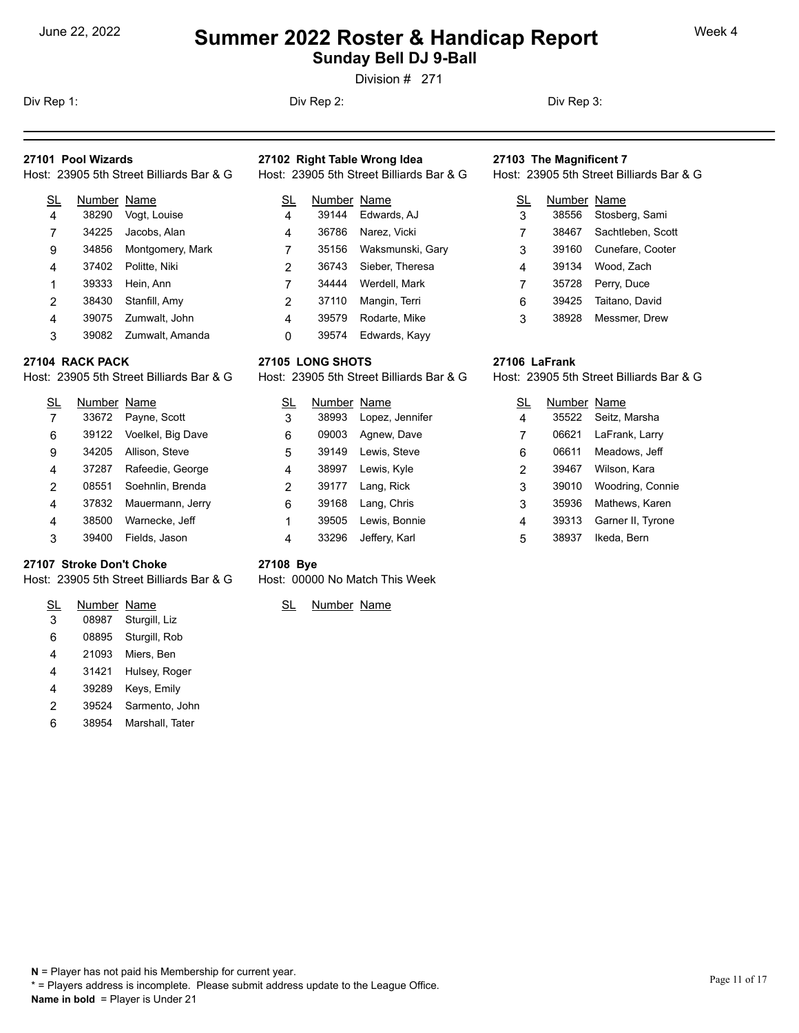June 22, 2022

# Summer 2022 Roster & Handicap Report

## Sunday Bell DJ 9-Ball

Division # 271

Week 4

Div Rep 1: Div Rep 2: Div Rep 3:

### 27101 Pool Wizards
Host: 23905 5th Street Billiards Bar & G

| SL | Number | Name |
|---|---|---|
| 4 | 38290 | Vogt, Louise |
| 7 | 34225 | Jacobs, Alan |
| 9 | 34856 | Montgomery, Mark |
| 4 | 37402 | Politte, Niki |
| 1 | 39333 | Hein, Ann |
| 2 | 38430 | Stanfill, Amy |
| 4 | 39075 | Zumwalt, John |
| 3 | 39082 | Zumwalt, Amanda |

### 27102 Right Table Wrong Idea
Host: 23905 5th Street Billiards Bar & G

| SL | Number | Name |
|---|---|---|
| 4 | 39144 | Edwards, AJ |
| 4 | 36786 | Narez, Vicki |
| 7 | 35156 | Waksmunski, Gary |
| 2 | 36743 | Sieber, Theresa |
| 7 | 34444 | Werdell, Mark |
| 2 | 37110 | Mangin, Terri |
| 4 | 39579 | Rodarte, Mike |
| 0 | 39574 | Edwards, Kayy |

### 27103 The Magnificent 7
Host: 23905 5th Street Billiards Bar & G

| SL | Number | Name |
|---|---|---|
| 3 | 38556 | Stosberg, Sami |
| 7 | 38467 | Sachtleben, Scott |
| 3 | 39160 | Cunefare, Cooter |
| 4 | 39134 | Wood, Zach |
| 7 | 35728 | Perry, Duce |
| 6 | 39425 | Taitano, David |
| 3 | 38928 | Messmer, Drew |

### 27104 RACK PACK
Host: 23905 5th Street Billiards Bar & G

| SL | Number | Name |
|---|---|---|
| 7 | 33672 | Payne, Scott |
| 6 | 39122 | Voelkel, Big Dave |
| 9 | 34205 | Allison, Steve |
| 4 | 37287 | Rafeedie, George |
| 2 | 08551 | Soehnlin, Brenda |
| 4 | 37832 | Mauermann, Jerry |
| 4 | 38500 | Warnecke, Jeff |
| 3 | 39400 | Fields, Jason |

### 27105 LONG SHOTS
Host: 23905 5th Street Billiards Bar & G

| SL | Number | Name |
|---|---|---|
| 3 | 38993 | Lopez, Jennifer |
| 6 | 09003 | Agnew, Dave |
| 5 | 39149 | Lewis, Steve |
| 4 | 38997 | Lewis, Kyle |
| 2 | 39177 | Lang, Rick |
| 6 | 39168 | Lang, Chris |
| 1 | 39505 | Lewis, Bonnie |
| 4 | 33296 | Jeffery, Karl |

### 27106 LaFrank
Host: 23905 5th Street Billiards Bar & G

| SL | Number | Name |
|---|---|---|
| 4 | 35522 | Seitz, Marsha |
| 7 | 06621 | LaFrank, Larry |
| 6 | 06611 | Meadows, Jeff |
| 2 | 39467 | Wilson, Kara |
| 3 | 39010 | Woodring, Connie |
| 3 | 35936 | Mathews, Karen |
| 4 | 39313 | Garner II, Tyrone |
| 5 | 38937 | Ikeda, Bern |

### 27107 Stroke Don't Choke
Host: 23905 5th Street Billiards Bar & G

| SL | Number | Name |
|---|---|---|
| 3 | 08987 | Sturgill, Liz |
| 6 | 08895 | Sturgill, Rob |
| 4 | 21093 | Miers, Ben |
| 4 | 31421 | Hulsey, Roger |
| 4 | 39289 | Keys, Emily |
| 2 | 39524 | Sarmento, John |
| 6 | 38954 | Marshall, Tater |

### 27108 Bye
Host: 00000 No Match This Week

| SL | Number | Name |
|---|---|---|

**N** = Player has not paid his Membership for current year.
* = Players address is incomplete. Please submit address update to the League Office.
**Name in bold** = Player is Under 21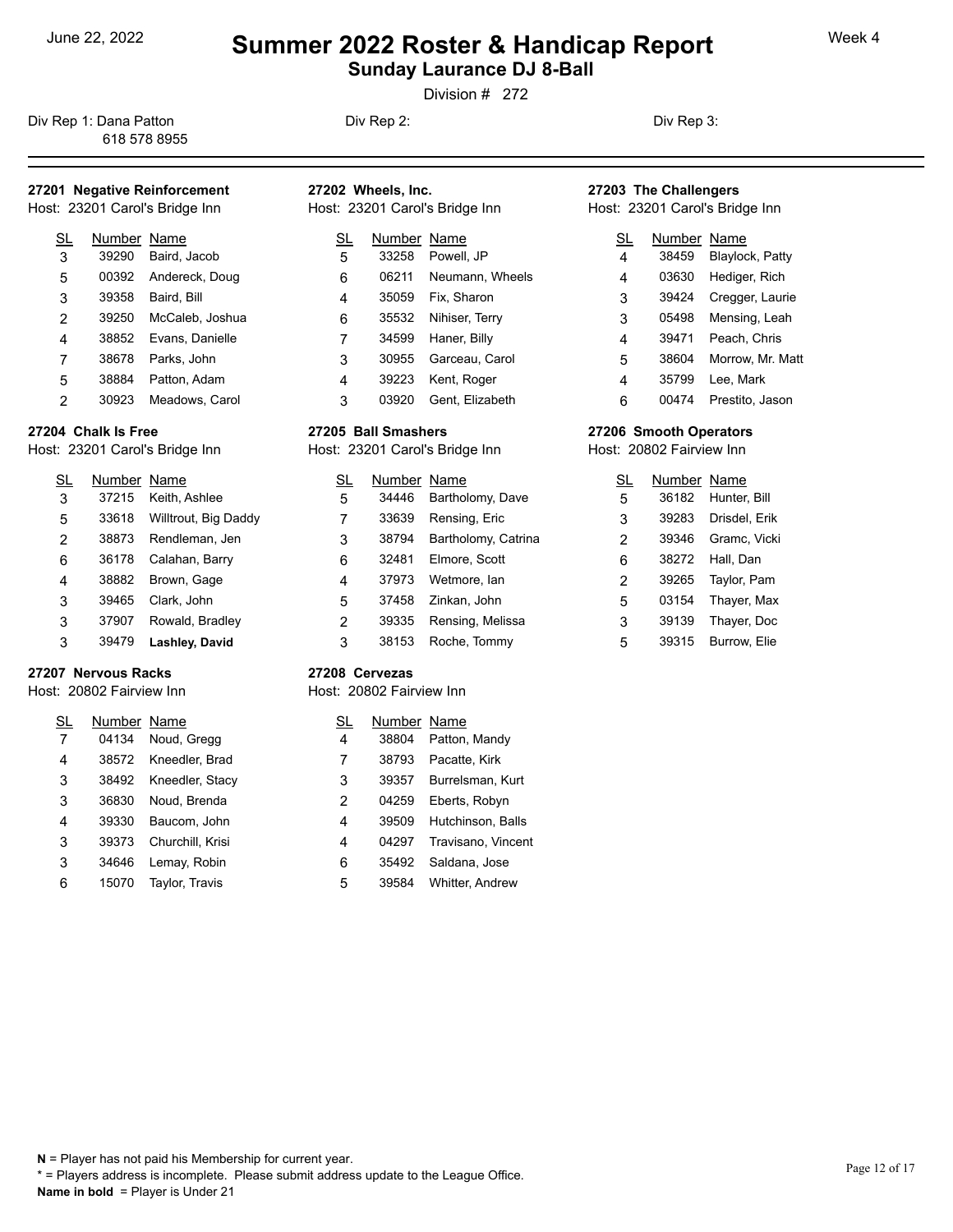June 22, 2022

# Summer 2022 Roster & Handicap Report

## Sunday Laurance DJ 8-Ball

Division # 272

Week 4

Div Rep 1: Dana Patton
618 578 8955

Div Rep 2:

Div Rep 3:

### 27201 Negative Reinforcement
Host: 23201 Carol's Bridge Inn

| SL | Number | Name |
|---|---|---|
| 3 | 39290 | Baird, Jacob |
| 5 | 00392 | Andereck, Doug |
| 3 | 39358 | Baird, Bill |
| 2 | 39250 | McCaleb, Joshua |
| 4 | 38852 | Evans, Danielle |
| 7 | 38678 | Parks, John |
| 5 | 38884 | Patton, Adam |
| 2 | 30923 | Meadows, Carol |

### 27202 Wheels, Inc.
Host: 23201 Carol's Bridge Inn

| SL | Number | Name |
|---|---|---|
| 5 | 33258 | Powell, JP |
| 6 | 06211 | Neumann, Wheels |
| 4 | 35059 | Fix, Sharon |
| 6 | 35532 | Nihiser, Terry |
| 7 | 34599 | Haner, Billy |
| 3 | 30955 | Garceau, Carol |
| 4 | 39223 | Kent, Roger |
| 3 | 03920 | Gent, Elizabeth |

### 27203 The Challengers
Host: 23201 Carol's Bridge Inn

| SL | Number | Name |
|---|---|---|
| 4 | 38459 | Blaylock, Patty |
| 4 | 03630 | Hediger, Rich |
| 3 | 39424 | Cregger, Laurie |
| 3 | 05498 | Mensing, Leah |
| 4 | 39471 | Peach, Chris |
| 5 | 38604 | Morrow, Mr. Matt |
| 4 | 35799 | Lee, Mark |
| 6 | 00474 | Prestito, Jason |

### 27204 Chalk Is Free
Host: 23201 Carol's Bridge Inn

| SL | Number | Name |
|---|---|---|
| 3 | 37215 | Keith, Ashlee |
| 5 | 33618 | Willtrout, Big Daddy |
| 2 | 38873 | Rendleman, Jen |
| 6 | 36178 | Calahan, Barry |
| 4 | 38882 | Brown, Gage |
| 3 | 39465 | Clark, John |
| 3 | 37907 | Rowald, Bradley |
| 3 | 39479 | **Lashley, David** |

### 27205 Ball Smashers
Host: 23201 Carol's Bridge Inn

| SL | Number | Name |
|---|---|---|
| 5 | 34446 | Bartholomy, Dave |
| 7 | 33639 | Rensing, Eric |
| 3 | 38794 | Bartholomy, Catrina |
| 6 | 32481 | Elmore, Scott |
| 4 | 37973 | Wetmore, Ian |
| 5 | 37458 | Zinkan, John |
| 2 | 39335 | Rensing, Melissa |
| 3 | 38153 | Roche, Tommy |

### 27206 Smooth Operators
Host: 20802 Fairview Inn

| SL | Number | Name |
|---|---|---|
| 5 | 36182 | Hunter, Bill |
| 3 | 39283 | Drisdel, Erik |
| 2 | 39346 | Gramc, Vicki |
| 6 | 38272 | Hall, Dan |
| 2 | 39265 | Taylor, Pam |
| 5 | 03154 | Thayer, Max |
| 3 | 39139 | Thayer, Doc |
| 5 | 39315 | Burrow, Elie |

### 27207 Nervous Racks
Host: 20802 Fairview Inn

| SL | Number | Name |
|---|---|---|
| 7 | 04134 | Noud, Gregg |
| 4 | 38572 | Kneedler, Brad |
| 3 | 38492 | Kneedler, Stacy |
| 3 | 36830 | Noud, Brenda |
| 4 | 39330 | Baucom, John |
| 3 | 39373 | Churchill, Krisi |
| 3 | 34646 | Lemay, Robin |
| 6 | 15070 | Taylor, Travis |

### 27208 Cervezas
Host: 20802 Fairview Inn

| SL | Number | Name |
|---|---|---|
| 4 | 38804 | Patton, Mandy |
| 7 | 38793 | Pacatte, Kirk |
| 3 | 39357 | Burrelsman, Kurt |
| 2 | 04259 | Eberts, Robyn |
| 4 | 39509 | Hutchinson, Balls |
| 4 | 04297 | Travisano, Vincent |
| 6 | 35492 | Saldana, Jose |
| 5 | 39584 | Whitter, Andrew |

**N** = Player has not paid his Membership for current year.
* = Players address is incomplete. Please submit address update to the League Office.
**Name in bold** = Player is Under 21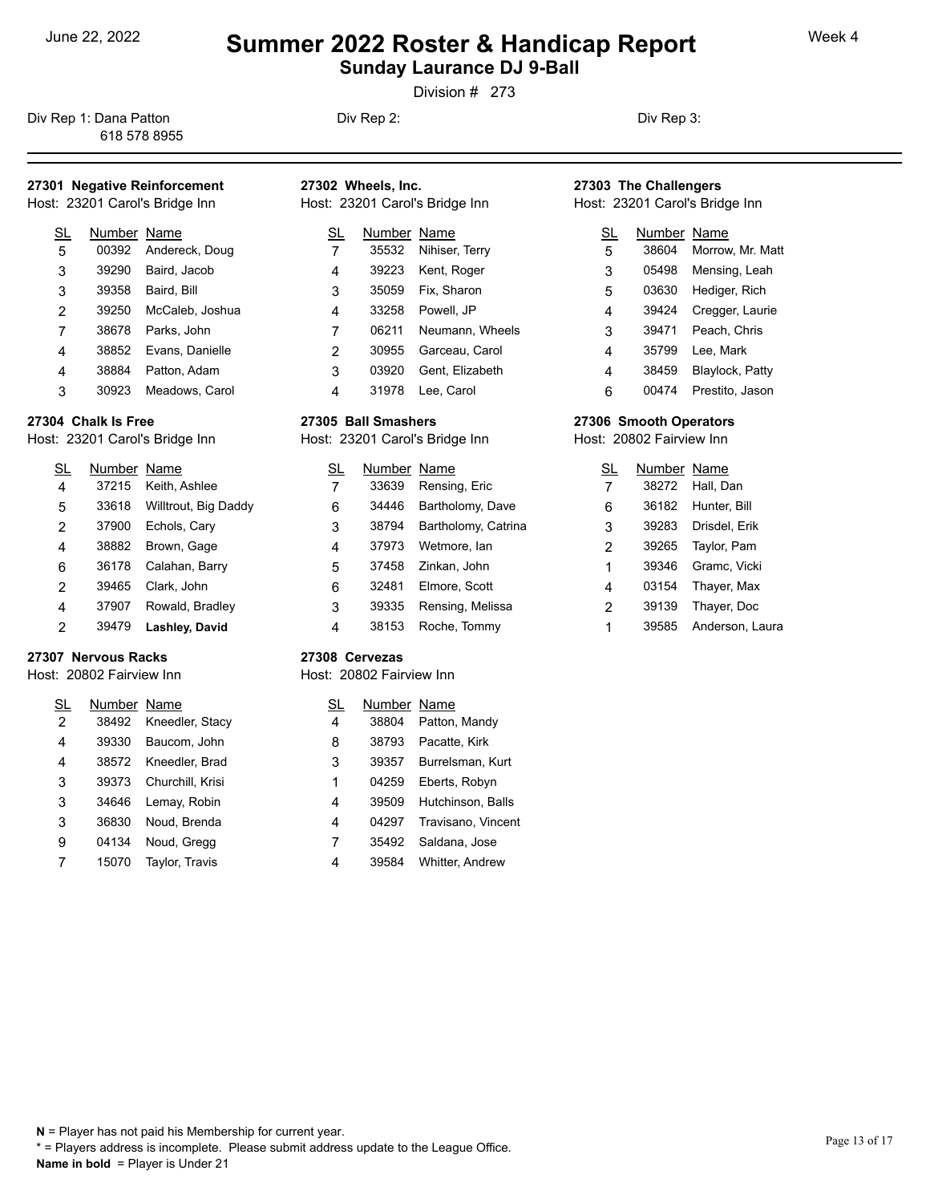# Summer 2022 Roster & Handicap Report

## Sunday Laurance DJ 9-Ball

June 22, 2022 — Week 4

Division # 273

Div Rep 1: Dana Patton
618 578 8955

Div Rep 2:

Div Rep 3:

### 27301 Negative Reinforcement
Host: 23201 Carol's Bridge Inn

| SL | Number | Name |
|---|---|---|
| 5 | 00392 | Andereck, Doug |
| 3 | 39290 | Baird, Jacob |
| 3 | 39358 | Baird, Bill |
| 2 | 39250 | McCaleb, Joshua |
| 7 | 38678 | Parks, John |
| 4 | 38852 | Evans, Danielle |
| 4 | 38884 | Patton, Adam |
| 3 | 30923 | Meadows, Carol |

### 27302 Wheels, Inc.
Host: 23201 Carol's Bridge Inn

| SL | Number | Name |
|---|---|---|
| 7 | 35532 | Nihiser, Terry |
| 4 | 39223 | Kent, Roger |
| 3 | 35059 | Fix, Sharon |
| 4 | 33258 | Powell, JP |
| 7 | 06211 | Neumann, Wheels |
| 2 | 30955 | Garceau, Carol |
| 3 | 03920 | Gent, Elizabeth |
| 4 | 31978 | Lee, Carol |

### 27303 The Challengers
Host: 23201 Carol's Bridge Inn

| SL | Number | Name |
|---|---|---|
| 5 | 38604 | Morrow, Mr. Matt |
| 3 | 05498 | Mensing, Leah |
| 5 | 03630 | Hediger, Rich |
| 4 | 39424 | Cregger, Laurie |
| 3 | 39471 | Peach, Chris |
| 4 | 35799 | Lee, Mark |
| 4 | 38459 | Blaylock, Patty |
| 6 | 00474 | Prestito, Jason |

### 27304 Chalk Is Free
Host: 23201 Carol's Bridge Inn

| SL | Number | Name |
|---|---|---|
| 4 | 37215 | Keith, Ashlee |
| 5 | 33618 | Willtrout, Big Daddy |
| 2 | 37900 | Echols, Cary |
| 4 | 38882 | Brown, Gage |
| 6 | 36178 | Calahan, Barry |
| 2 | 39465 | Clark, John |
| 4 | 37907 | Rowald, Bradley |
| 2 | 39479 | **Lashley, David** |

### 27305 Ball Smashers
Host: 23201 Carol's Bridge Inn

| SL | Number | Name |
|---|---|---|
| 7 | 33639 | Rensing, Eric |
| 6 | 34446 | Bartholomy, Dave |
| 3 | 38794 | Bartholomy, Catrina |
| 4 | 37973 | Wetmore, Ian |
| 5 | 37458 | Zinkan, John |
| 6 | 32481 | Elmore, Scott |
| 3 | 39335 | Rensing, Melissa |
| 4 | 38153 | Roche, Tommy |

### 27306 Smooth Operators
Host: 20802 Fairview Inn

| SL | Number | Name |
|---|---|---|
| 7 | 38272 | Hall, Dan |
| 6 | 36182 | Hunter, Bill |
| 3 | 39283 | Drisdel, Erik |
| 2 | 39265 | Taylor, Pam |
| 1 | 39346 | Gramc, Vicki |
| 4 | 03154 | Thayer, Max |
| 2 | 39139 | Thayer, Doc |
| 1 | 39585 | Anderson, Laura |

### 27307 Nervous Racks
Host: 20802 Fairview Inn

| SL | Number | Name |
|---|---|---|
| 2 | 38492 | Kneedler, Stacy |
| 4 | 39330 | Baucom, John |
| 4 | 38572 | Kneedler, Brad |
| 3 | 39373 | Churchill, Krisi |
| 3 | 34646 | Lemay, Robin |
| 3 | 36830 | Noud, Brenda |
| 9 | 04134 | Noud, Gregg |
| 7 | 15070 | Taylor, Travis |

### 27308 Cervezas
Host: 20802 Fairview Inn

| SL | Number | Name |
|---|---|---|
| 4 | 38804 | Patton, Mandy |
| 8 | 38793 | Pacatte, Kirk |
| 3 | 39357 | Burrelsman, Kurt |
| 1 | 04259 | Eberts, Robyn |
| 4 | 39509 | Hutchinson, Balls |
| 4 | 04297 | Travisano, Vincent |
| 7 | 35492 | Saldana, Jose |
| 4 | 39584 | Whitter, Andrew |

**N** = Player has not paid his Membership for current year.
* = Players address is incomplete. Please submit address update to the League Office.
**Name in bold** = Player is Under 21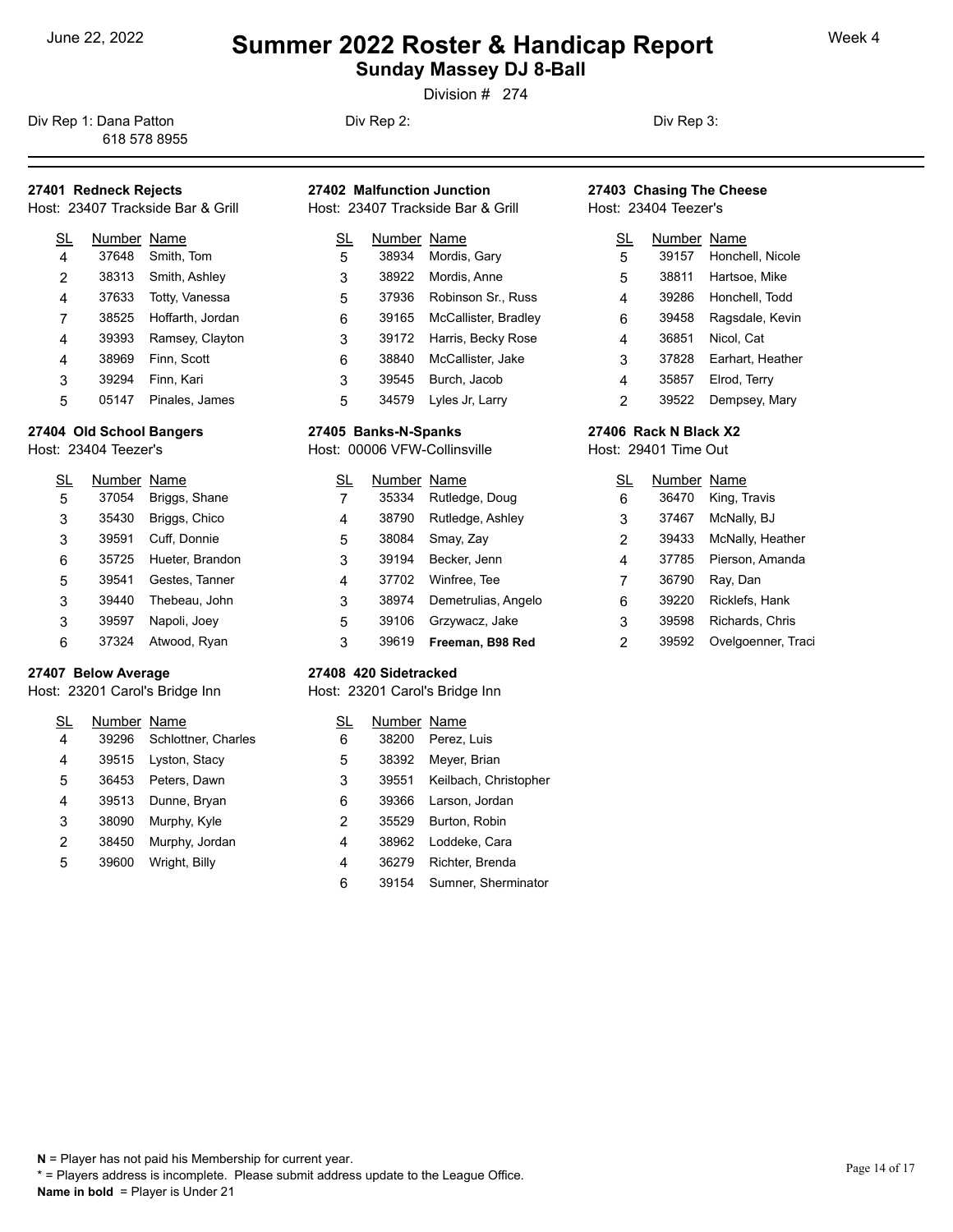June 22, 2022

# Summer 2022 Roster & Handicap Report

## Sunday Massey DJ 8-Ball

Division # 274

Week 4

Div Rep 1: Dana Patton
618 578 8955

Div Rep 2:

Div Rep 3:

### 27401 Redneck Rejects
Host: 23407 Trackside Bar & Grill

| SL | Number | Name |
|---|---|---|
| 4 | 37648 | Smith, Tom |
| 2 | 38313 | Smith, Ashley |
| 4 | 37633 | Totty, Vanessa |
| 7 | 38525 | Hoffarth, Jordan |
| 4 | 39393 | Ramsey, Clayton |
| 4 | 38969 | Finn, Scott |
| 3 | 39294 | Finn, Kari |
| 5 | 05147 | Pinales, James |

### 27402 Malfunction Junction
Host: 23407 Trackside Bar & Grill

| SL | Number | Name |
|---|---|---|
| 5 | 38934 | Mordis, Gary |
| 3 | 38922 | Mordis, Anne |
| 5 | 37936 | Robinson Sr., Russ |
| 6 | 39165 | McCallister, Bradley |
| 3 | 39172 | Harris, Becky Rose |
| 6 | 38840 | McCallister, Jake |
| 3 | 39545 | Burch, Jacob |
| 5 | 34579 | Lyles Jr, Larry |

### 27403 Chasing The Cheese
Host: 23404 Teezer's

| SL | Number | Name |
|---|---|---|
| 5 | 39157 | Honchell, Nicole |
| 5 | 38811 | Hartsoe, Mike |
| 4 | 39286 | Honchell, Todd |
| 6 | 39458 | Ragsdale, Kevin |
| 4 | 36851 | Nicol, Cat |
| 3 | 37828 | Earhart, Heather |
| 4 | 35857 | Elrod, Terry |
| 2 | 39522 | Dempsey, Mary |

### 27404 Old School Bangers
Host: 23404 Teezer's

| SL | Number | Name |
|---|---|---|
| 5 | 37054 | Briggs, Shane |
| 3 | 35430 | Briggs, Chico |
| 3 | 39591 | Cuff, Donnie |
| 6 | 35725 | Hueter, Brandon |
| 5 | 39541 | Gestes, Tanner |
| 3 | 39440 | Thebeau, John |
| 3 | 39597 | Napoli, Joey |
| 6 | 37324 | Atwood, Ryan |

### 27405 Banks-N-Spanks
Host: 00006 VFW-Collinsville

| SL | Number | Name |
|---|---|---|
| 7 | 35334 | Rutledge, Doug |
| 4 | 38790 | Rutledge, Ashley |
| 5 | 38084 | Smay, Zay |
| 3 | 39194 | Becker, Jenn |
| 4 | 37702 | Winfree, Tee |
| 3 | 38974 | Demetrulias, Angelo |
| 5 | 39106 | Grzywacz, Jake |
| 3 | 39619 | **Freeman, B98 Red** |

### 27406 Rack N Black X2
Host: 29401 Time Out

| SL | Number | Name |
|---|---|---|
| 6 | 36470 | King, Travis |
| 3 | 37467 | McNally, BJ |
| 2 | 39433 | McNally, Heather |
| 4 | 37785 | Pierson, Amanda |
| 7 | 36790 | Ray, Dan |
| 6 | 39220 | Ricklefs, Hank |
| 3 | 39598 | Richards, Chris |
| 2 | 39592 | Ovelgoenner, Traci |

### 27407 Below Average
Host: 23201 Carol's Bridge Inn

| SL | Number | Name |
|---|---|---|
| 4 | 39296 | Schlottner, Charles |
| 4 | 39515 | Lyston, Stacy |
| 5 | 36453 | Peters, Dawn |
| 4 | 39513 | Dunne, Bryan |
| 3 | 38090 | Murphy, Kyle |
| 2 | 38450 | Murphy, Jordan |
| 5 | 39600 | Wright, Billy |

### 27408 420 Sidetracked
Host: 23201 Carol's Bridge Inn

| SL | Number | Name |
|---|---|---|
| 6 | 38200 | Perez, Luis |
| 5 | 38392 | Meyer, Brian |
| 3 | 39551 | Keilbach, Christopher |
| 6 | 39366 | Larson, Jordan |
| 2 | 35529 | Burton, Robin |
| 4 | 38962 | Loddeke, Cara |
| 4 | 36279 | Richter, Brenda |
| 6 | 39154 | Sumner, Sherminator |

**N** = Player has not paid his Membership for current year.
* = Players address is incomplete. Please submit address update to the League Office.
**Name in bold** = Player is Under 21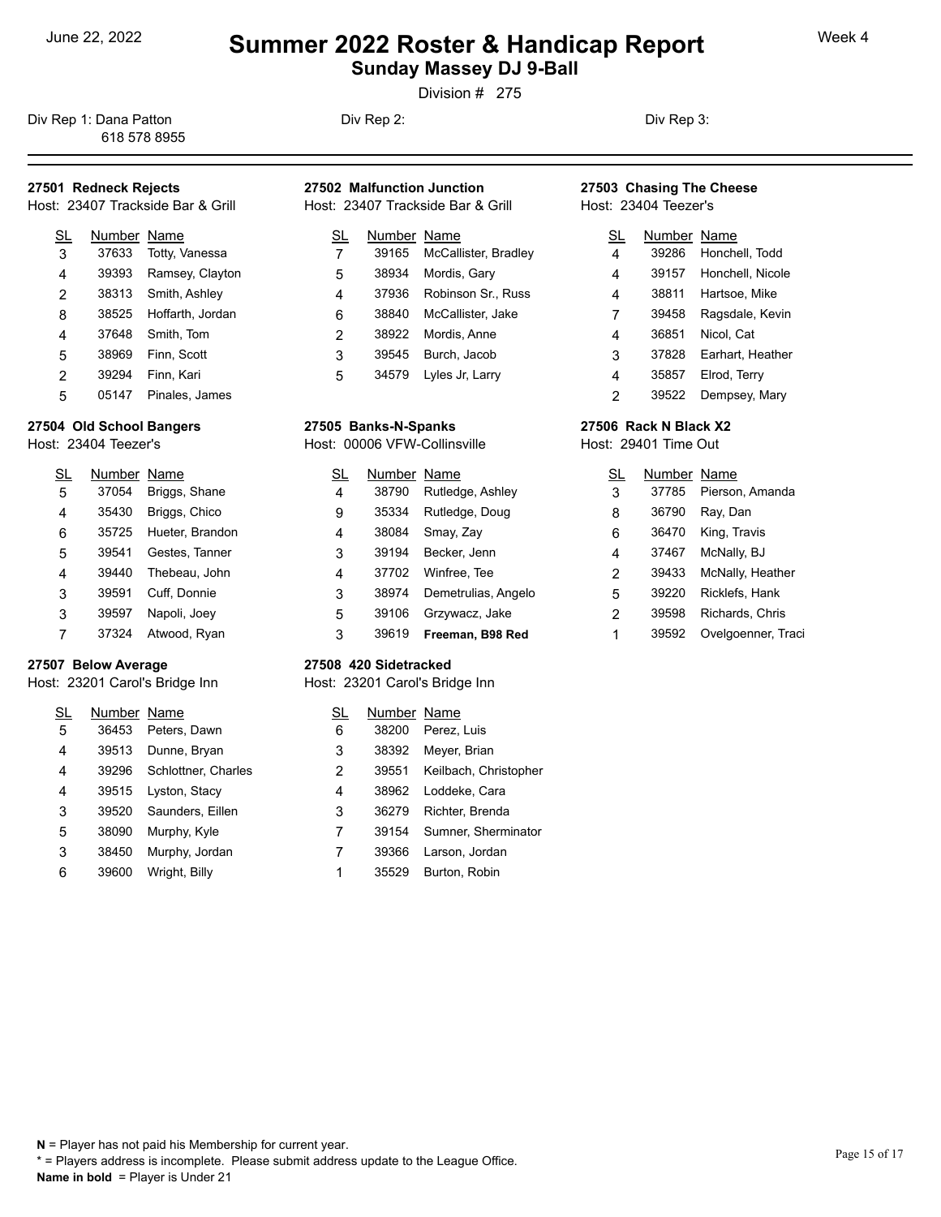June 22, 2022

# Summer 2022 Roster & Handicap Report

## Sunday Massey DJ 9-Ball

Division # 275

Week 4

Div Rep 1: Dana Patton 618 578 8955

Div Rep 2:

Div Rep 3:

---

### 27501 Redneck Rejects
Host: 23407 Trackside Bar & Grill

| SL | Number | Name |
|---|---|---|
| 3 | 37633 | Totty, Vanessa |
| 4 | 39393 | Ramsey, Clayton |
| 2 | 38313 | Smith, Ashley |
| 8 | 38525 | Hoffarth, Jordan |
| 4 | 37648 | Smith, Tom |
| 5 | 38969 | Finn, Scott |
| 2 | 39294 | Finn, Kari |
| 5 | 05147 | Pinales, James |

### 27502 Malfunction Junction
Host: 23407 Trackside Bar & Grill

| SL | Number | Name |
|---|---|---|
| 7 | 39165 | McCallister, Bradley |
| 5 | 38934 | Mordis, Gary |
| 4 | 37936 | Robinson Sr., Russ |
| 6 | 38840 | McCallister, Jake |
| 2 | 38922 | Mordis, Anne |
| 3 | 39545 | Burch, Jacob |
| 5 | 34579 | Lyles Jr, Larry |

### 27503 Chasing The Cheese
Host: 23404 Teezer's

| SL | Number | Name |
|---|---|---|
| 4 | 39286 | Honchell, Todd |
| 4 | 39157 | Honchell, Nicole |
| 4 | 38811 | Hartsoe, Mike |
| 7 | 39458 | Ragsdale, Kevin |
| 4 | 36851 | Nicol, Cat |
| 3 | 37828 | Earhart, Heather |
| 4 | 35857 | Elrod, Terry |
| 2 | 39522 | Dempsey, Mary |

### 27504 Old School Bangers
Host: 23404 Teezer's

| SL | Number | Name |
|---|---|---|
| 5 | 37054 | Briggs, Shane |
| 4 | 35430 | Briggs, Chico |
| 6 | 35725 | Hueter, Brandon |
| 5 | 39541 | Gestes, Tanner |
| 4 | 39440 | Thebeau, John |
| 3 | 39591 | Cuff, Donnie |
| 3 | 39597 | Napoli, Joey |
| 7 | 37324 | Atwood, Ryan |

### 27505 Banks-N-Spanks
Host: 00006 VFW-Collinsville

| SL | Number | Name |
|---|---|---|
| 4 | 38790 | Rutledge, Ashley |
| 9 | 35334 | Rutledge, Doug |
| 4 | 38084 | Smay, Zay |
| 3 | 39194 | Becker, Jenn |
| 4 | 37702 | Winfree, Tee |
| 3 | 38974 | Demetrulias, Angelo |
| 5 | 39106 | Grzywacz, Jake |
| 3 | 39619 | **Freeman, B98 Red** |

### 27506 Rack N Black X2
Host: 29401 Time Out

| SL | Number | Name |
|---|---|---|
| 3 | 37785 | Pierson, Amanda |
| 8 | 36790 | Ray, Dan |
| 6 | 36470 | King, Travis |
| 4 | 37467 | McNally, BJ |
| 2 | 39433 | McNally, Heather |
| 5 | 39220 | Ricklefs, Hank |
| 2 | 39598 | Richards, Chris |
| 1 | 39592 | Ovelgoenner, Traci |

### 27507 Below Average
Host: 23201 Carol's Bridge Inn

| SL | Number | Name |
|---|---|---|
| 5 | 36453 | Peters, Dawn |
| 4 | 39513 | Dunne, Bryan |
| 4 | 39296 | Schlottner, Charles |
| 4 | 39515 | Lyston, Stacy |
| 3 | 39520 | Saunders, Eillen |
| 5 | 38090 | Murphy, Kyle |
| 3 | 38450 | Murphy, Jordan |
| 6 | 39600 | Wright, Billy |

### 27508 420 Sidetracked
Host: 23201 Carol's Bridge Inn

| SL | Number | Name |
|---|---|---|
| 6 | 38200 | Perez, Luis |
| 3 | 38392 | Meyer, Brian |
| 2 | 39551 | Keilbach, Christopher |
| 4 | 38962 | Loddeke, Cara |
| 3 | 36279 | Richter, Brenda |
| 7 | 39154 | Sumner, Sherminator |
| 7 | 39366 | Larson, Jordan |
| 1 | 35529 | Burton, Robin |

**N** = Player has not paid his Membership for current year.
* = Players address is incomplete. Please submit address update to the League Office.
**Name in bold** = Player is Under 21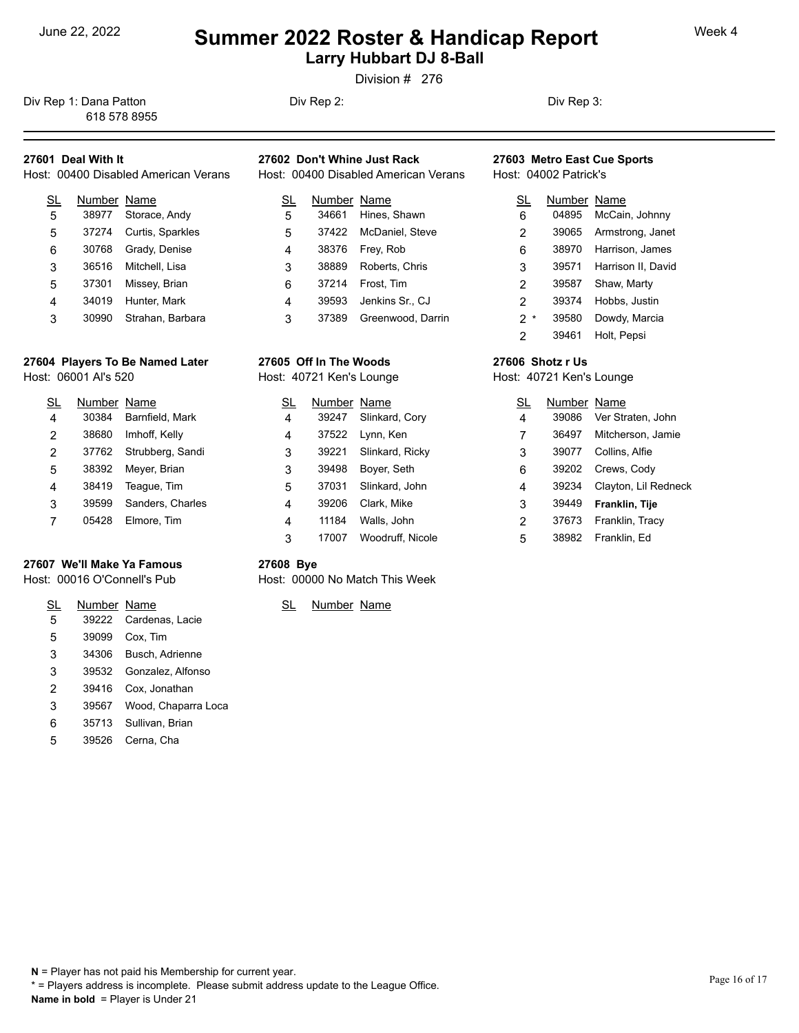June 22, 2022

# Summer 2022 Roster & Handicap Report

## Larry Hubbart DJ 8-Ball

Week 4

Division # 276

Div Rep 1: Dana Patton
618 578 8955

Div Rep 2:

Div Rep 3:

### 27601 Deal With It

Host: 00400 Disabled American Verans

| SL | Number | Name |
|---|---|---|
| 5 | 38977 | Storace, Andy |
| 5 | 37274 | Curtis, Sparkles |
| 6 | 30768 | Grady, Denise |
| 3 | 36516 | Mitchell, Lisa |
| 5 | 37301 | Missey, Brian |
| 4 | 34019 | Hunter, Mark |
| 3 | 30990 | Strahan, Barbara |

### 27602 Don't Whine Just Rack

Host: 00400 Disabled American Verans

| SL | Number | Name |
|---|---|---|
| 5 | 34661 | Hines, Shawn |
| 5 | 37422 | McDaniel, Steve |
| 4 | 38376 | Frey, Rob |
| 3 | 38889 | Roberts, Chris |
| 6 | 37214 | Frost, Tim |
| 4 | 39593 | Jenkins Sr., CJ |
| 3 | 37389 | Greenwood, Darrin |

### 27603 Metro East Cue Sports

Host: 04002 Patrick's

| SL | Number | Name |
|---|---|---|
| 6 | 04895 | McCain, Johnny |
| 2 | 39065 | Armstrong, Janet |
| 6 | 38970 | Harrison, James |
| 3 | 39571 | Harrison II, David |
| 2 | 39587 | Shaw, Marty |
| 2 | 39374 | Hobbs, Justin |
| 2 * | 39580 | Dowdy, Marcia |
| 2 | 39461 | Holt, Pepsi |

### 27604 Players To Be Named Later

Host: 06001 Al's 520

| SL | Number | Name |
|---|---|---|
| 4 | 30384 | Barnfield, Mark |
| 2 | 38680 | Imhoff, Kelly |
| 2 | 37762 | Strubberg, Sandi |
| 5 | 38392 | Meyer, Brian |
| 4 | 38419 | Teague, Tim |
| 3 | 39599 | Sanders, Charles |
| 7 | 05428 | Elmore, Tim |

### 27605 Off In The Woods

Host: 40721 Ken's Lounge

| SL | Number | Name |
|---|---|---|
| 4 | 39247 | Slinkard, Cory |
| 4 | 37522 | Lynn, Ken |
| 3 | 39221 | Slinkard, Ricky |
| 3 | 39498 | Boyer, Seth |
| 5 | 37031 | Slinkard, John |
| 4 | 39206 | Clark, Mike |
| 4 | 11184 | Walls, John |
| 3 | 17007 | Woodruff, Nicole |

### 27606 Shotz r Us

Host: 40721 Ken's Lounge

| SL | Number | Name |
|---|---|---|
| 4 | 39086 | Ver Straten, John |
| 7 | 36497 | Mitcherson, Jamie |
| 3 | 39077 | Collins, Alfie |
| 6 | 39202 | Crews, Cody |
| 4 | 39234 | Clayton, Lil Redneck |
| 3 | 39449 | **Franklin, Tije** |
| 2 | 37673 | Franklin, Tracy |
| 5 | 38982 | Franklin, Ed |

### 27607 We'll Make Ya Famous

Host: 00016 O'Connell's Pub

| SL | Number | Name |
|---|---|---|
| 5 | 39222 | Cardenas, Lacie |
| 5 | 39099 | Cox, Tim |
| 3 | 34306 | Busch, Adrienne |
| 3 | 39532 | Gonzalez, Alfonso |
| 2 | 39416 | Cox, Jonathan |
| 3 | 39567 | Wood, Chaparra Loca |
| 6 | 35713 | Sullivan, Brian |
| 5 | 39526 | Cerna, Cha |

### 27608 Bye

Host: 00000 No Match This Week

| SL | Number | Name |
|---|---|---|

**N** = Player has not paid his Membership for current year.
* = Players address is incomplete. Please submit address update to the League Office.
**Name in bold** = Player is Under 21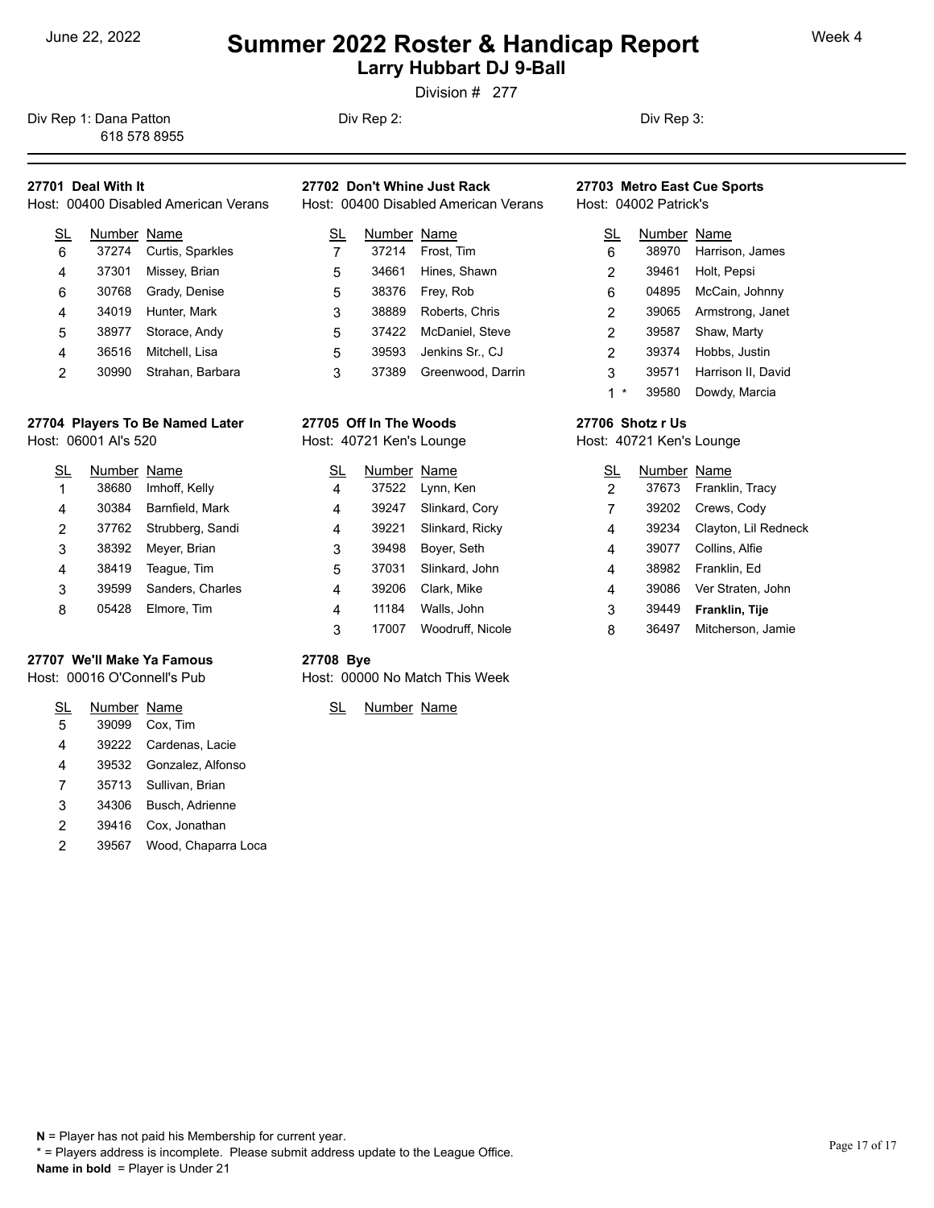June 22, 2022

# Summer 2022 Roster & Handicap Report

## Larry Hubbart DJ 9-Ball

Division # 277

Week 4

Div Rep 1: Dana Patton
618 578 8955

Div Rep 2:

Div Rep 3:

### 27701 Deal With It
Host: 00400 Disabled American Verans

| SL | Number | Name |
|---|---|---|
| 6 | 37274 | Curtis, Sparkles |
| 4 | 37301 | Missey, Brian |
| 6 | 30768 | Grady, Denise |
| 4 | 34019 | Hunter, Mark |
| 5 | 38977 | Storace, Andy |
| 4 | 36516 | Mitchell, Lisa |
| 2 | 30990 | Strahan, Barbara |

### 27702 Don't Whine Just Rack
Host: 00400 Disabled American Verans

| SL | Number | Name |
|---|---|---|
| 7 | 37214 | Frost, Tim |
| 5 | 34661 | Hines, Shawn |
| 5 | 38376 | Frey, Rob |
| 3 | 38889 | Roberts, Chris |
| 5 | 37422 | McDaniel, Steve |
| 5 | 39593 | Jenkins Sr., CJ |
| 3 | 37389 | Greenwood, Darrin |

### 27703 Metro East Cue Sports
Host: 04002 Patrick's

| SL | Number | Name |
|---|---|---|
| 6 | 38970 | Harrison, James |
| 2 | 39461 | Holt, Pepsi |
| 6 | 04895 | McCain, Johnny |
| 2 | 39065 | Armstrong, Janet |
| 2 | 39587 | Shaw, Marty |
| 2 | 39374 | Hobbs, Justin |
| 3 | 39571 | Harrison II, David |
| 1 * | 39580 | Dowdy, Marcia |

### 27704 Players To Be Named Later
Host: 06001 Al's 520

| SL | Number | Name |
|---|---|---|
| 1 | 38680 | Imhoff, Kelly |
| 4 | 30384 | Barnfield, Mark |
| 2 | 37762 | Strubberg, Sandi |
| 3 | 38392 | Meyer, Brian |
| 4 | 38419 | Teague, Tim |
| 3 | 39599 | Sanders, Charles |
| 8 | 05428 | Elmore, Tim |

### 27705 Off In The Woods
Host: 40721 Ken's Lounge

| SL | Number | Name |
|---|---|---|
| 4 | 37522 | Lynn, Ken |
| 4 | 39247 | Slinkard, Cory |
| 4 | 39221 | Slinkard, Ricky |
| 3 | 39498 | Boyer, Seth |
| 5 | 37031 | Slinkard, John |
| 4 | 39206 | Clark, Mike |
| 4 | 11184 | Walls, John |
| 3 | 17007 | Woodruff, Nicole |

### 27706 Shotz r Us
Host: 40721 Ken's Lounge

| SL | Number | Name |
|---|---|---|
| 2 | 37673 | Franklin, Tracy |
| 7 | 39202 | Crews, Cody |
| 4 | 39234 | Clayton, Lil Redneck |
| 4 | 39077 | Collins, Alfie |
| 4 | 38982 | Franklin, Ed |
| 4 | 39086 | Ver Straten, John |
| 3 | 39449 | **Franklin, Tije** |
| 8 | 36497 | Mitcherson, Jamie |

### 27707 We'll Make Ya Famous
Host: 00016 O'Connell's Pub

| SL | Number | Name |
|---|---|---|
| 5 | 39099 | Cox, Tim |
| 4 | 39222 | Cardenas, Lacie |
| 4 | 39532 | Gonzalez, Alfonso |
| 7 | 35713 | Sullivan, Brian |
| 3 | 34306 | Busch, Adrienne |
| 2 | 39416 | Cox, Jonathan |
| 2 | 39567 | Wood, Chaparra Loca |

### 27708 Bye
Host: 00000 No Match This Week

| SL | Number | Name |
|---|---|---|

**N** = Player has not paid his Membership for current year.
* = Players address is incomplete. Please submit address update to the League Office.
**Name in bold** = Player is Under 21